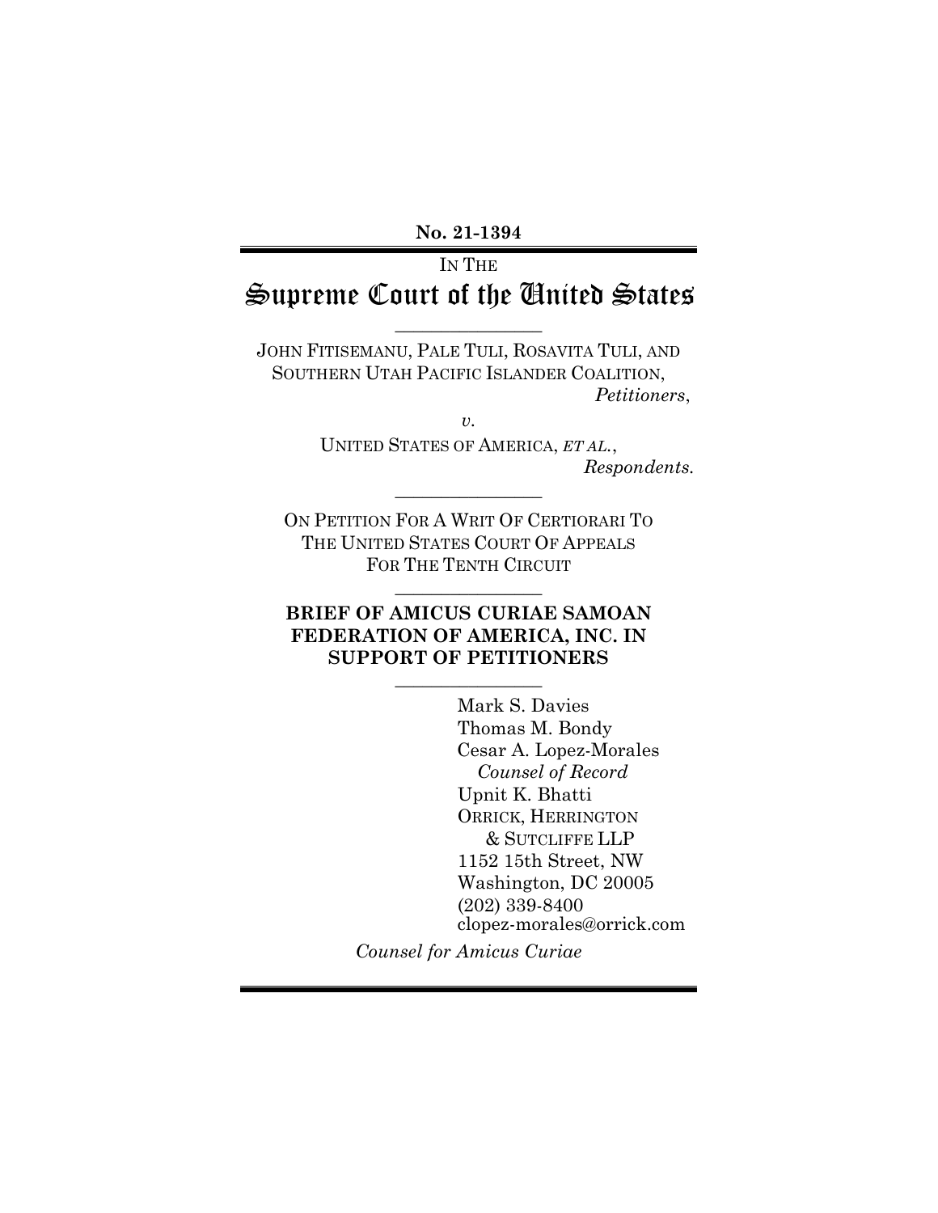**No. 21-1394**

IN THE

# Supreme Court of the United States

---

JOHN FITISEMANU, PALE TULI, ROSAVITA TULI, AND SOUTHERN UTAH PACIFIC ISLANDER COALITION,

*Petitioners*,

*v.*

UNITED STATES OF AMERICA, *ET AL.*,

*Respondents.*

---

ON PETITION FOR A WRIT OF CERTIORARI TO THE UNITED STATES COURT OF APPEALS FOR THE TENTH CIRCUIT

---

**BRIEF OF AMICUS CURIAE SAMOAN FEDERATION OF AMERICA, INC. IN SUPPORT OF PETITIONERS**

---

Mark S. Davies
Thomas M. Bondy
Cesar A. Lopez-Morales
*Counsel of Record*
Upnit K. Bhatti
ORRICK, HERRINGTON & SUTCLIFFE LLP
1152 15th Street, NW
Washington, DC 20005
(202) 339-8400
clopez-morales@orrick.com

*Counsel for Amicus Curiae*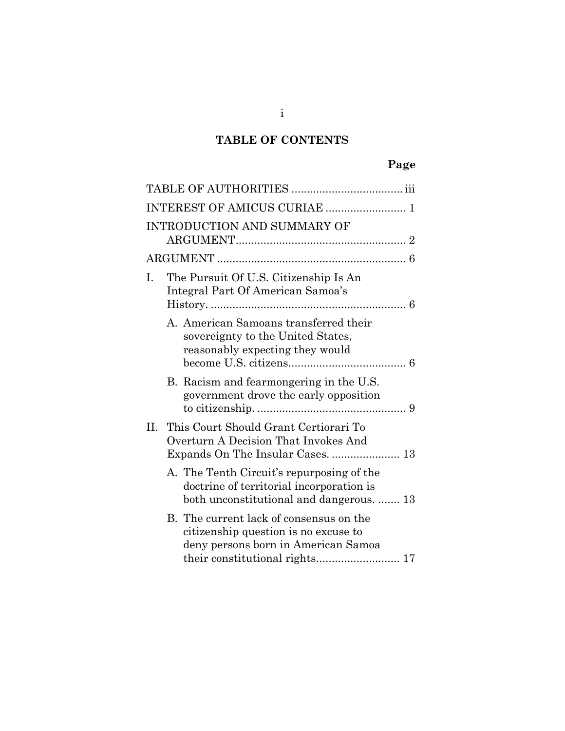## TABLE OF CONTENTS

**Page**

TABLE OF AUTHORITIES .................................... iii

INTEREST OF AMICUS CURIAE .......................... 1

INTRODUCTION AND SUMMARY OF ARGUMENT....................................................... 2

ARGUMENT ............................................................. 6

I. The Pursuit Of U.S. Citizenship Is An Integral Part Of American Samoa's History. ............................................................... 6

   A. American Samoans transferred their sovereignty to the United States, reasonably expecting they would become U.S. citizens...................................... 6

   B. Racism and fearmongering in the U.S. government drove the early opposition to citizenship. ................................................ 9

II. This Court Should Grant Certiorari To Overturn A Decision That Invokes And Expands On The Insular Cases. ...................... 13

   A. The Tenth Circuit's repurposing of the doctrine of territorial incorporation is both unconstitutional and dangerous. ....... 13

   B. The current lack of consensus on the citizenship question is no excuse to deny persons born in American Samoa their constitutional rights........................... 17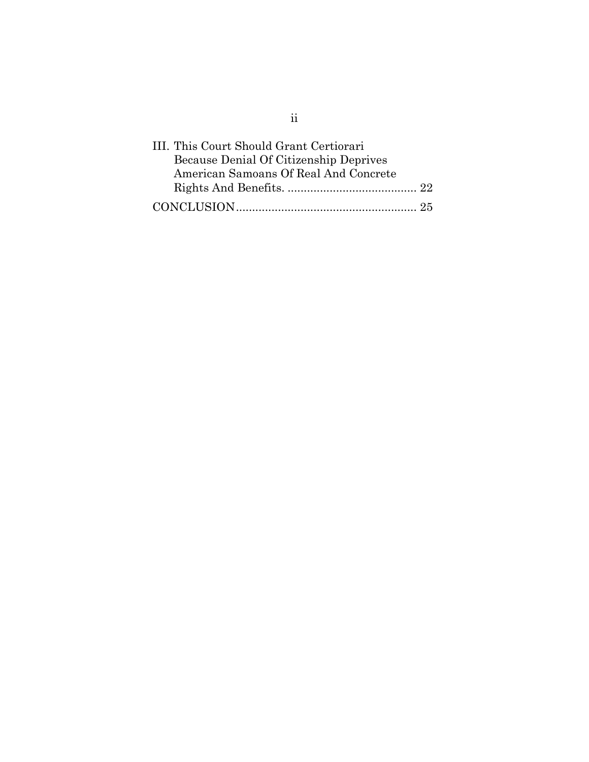III. This Court Should Grant Certiorari Because Denial Of Citizenship Deprives American Samoans Of Real And Concrete Rights And Benefits. ........................................ 22

CONCLUSION........................................................ 25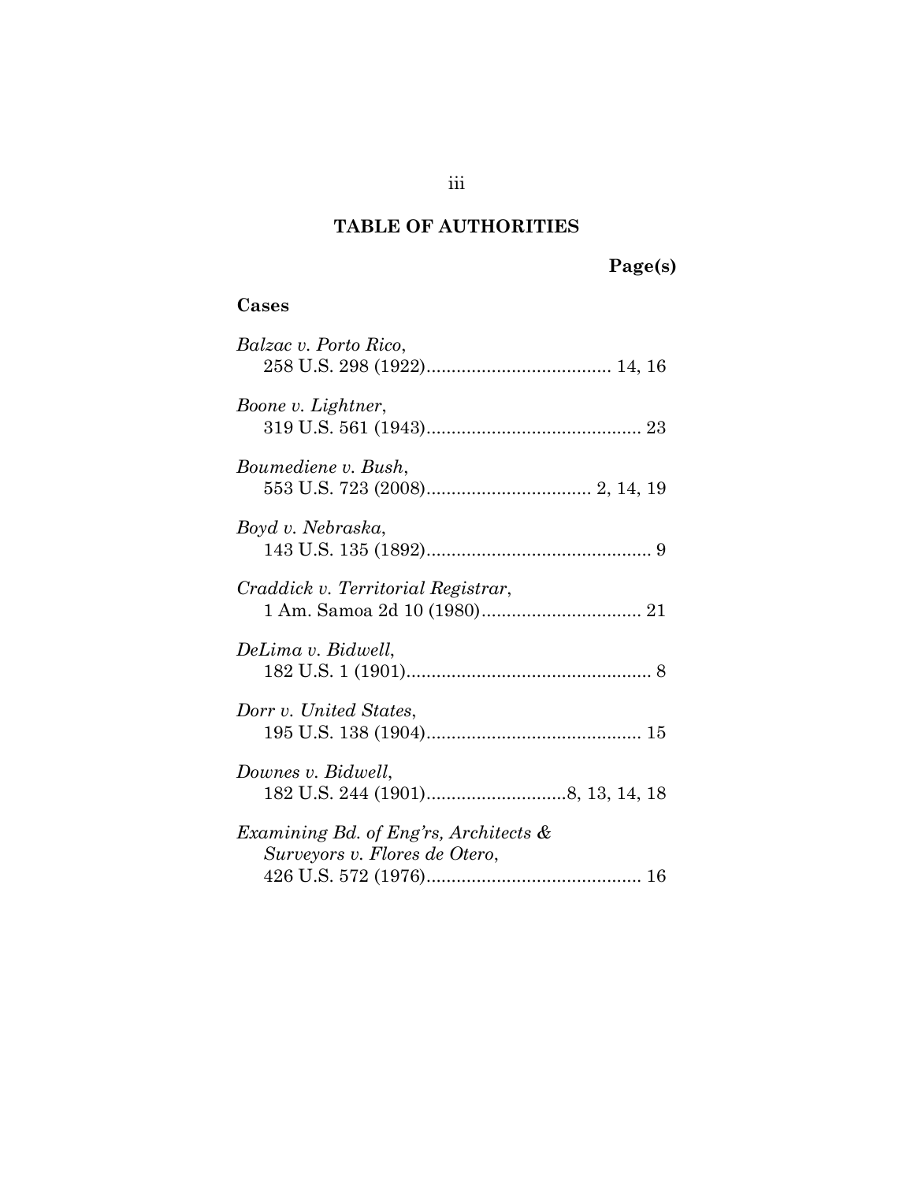## TABLE OF AUTHORITIES

**Page(s)**

### Cases

*Balzac v. Porto Rico*,
258 U.S. 298 (1922)..................................... 14, 16

*Boone v. Lightner*,
319 U.S. 561 (1943)........................................... 23

*Boumediene v. Bush*,
553 U.S. 723 (2008)................................. 2, 14, 19

*Boyd v. Nebraska*,
143 U.S. 135 (1892)............................................. 9

*Craddick v. Territorial Registrar*,
1 Am. Samoa 2d 10 (1980)................................ 21

*DeLima v. Bidwell*,
182 U.S. 1 (1901)................................................. 8

*Dorr v. United States*,
195 U.S. 138 (1904)........................................... 15

*Downes v. Bidwell*,
182 U.S. 244 (1901)............................8, 13, 14, 18

*Examining Bd. of Eng'rs, Architects & Surveyors v. Flores de Otero*,
426 U.S. 572 (1976)........................................... 16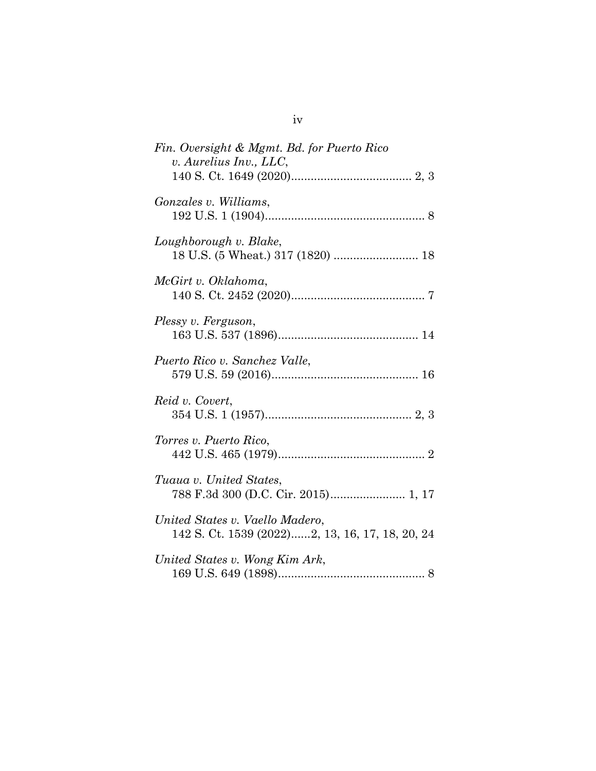*Fin. Oversight & Mgmt. Bd. for Puerto Rico v. Aurelius Inv., LLC*,
140 S. Ct. 1649 (2020)..................................... 2, 3

*Gonzales v. Williams*,
192 U.S. 1 (1904)................................................. 8

*Loughborough v. Blake*,
18 U.S. (5 Wheat.) 317 (1820) .......................... 18

*McGirt v. Oklahoma*,
140 S. Ct. 2452 (2020)......................................... 7

*Plessy v. Ferguson*,
163 U.S. 537 (1896)........................................... 14

*Puerto Rico v. Sanchez Valle*,
579 U.S. 59 (2016)............................................. 16

*Reid v. Covert*,
354 U.S. 1 (1957)............................................. 2, 3

*Torres v. Puerto Rico*,
442 U.S. 465 (1979)............................................. 2

*Tuaua v. United States*,
788 F.3d 300 (D.C. Cir. 2015)....................... 1, 17

*United States v. Vaello Madero*,
142 S. Ct. 1539 (2022)......2, 13, 16, 17, 18, 20, 24

*United States v. Wong Kim Ark*,
169 U.S. 649 (1898)............................................. 8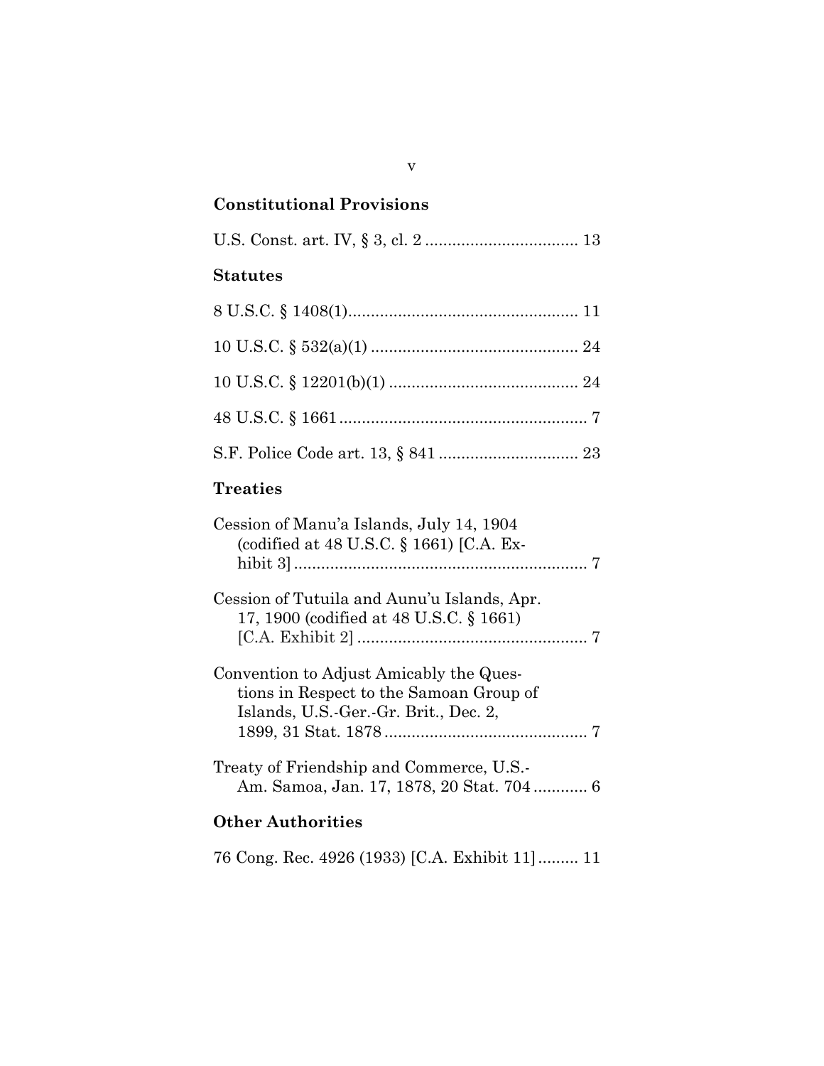## Constitutional Provisions

U.S. Const. art. IV, § 3, cl. 2 .................................. 13

## Statutes

8 U.S.C. § 1408(1)................................................... 11

10 U.S.C. § 532(a)(1) .............................................. 24

10 U.S.C. § 12201(b)(1) .......................................... 24

48 U.S.C. § 1661....................................................... 7

S.F. Police Code art. 13, § 841 ............................... 23

## Treaties

Cession of Manu'a Islands, July 14, 1904 (codified at 48 U.S.C. § 1661) [C.A. Exhibit 3] ................................................................. 7

Cession of Tutuila and Aunu'u Islands, Apr. 17, 1900 (codified at 48 U.S.C. § 1661) [C.A. Exhibit 2] .................................................. 7

Convention to Adjust Amicably the Questions in Respect to the Samoan Group of Islands, U.S.-Ger.-Gr. Brit., Dec. 2, 1899, 31 Stat. 1878 ............................................ 7

Treaty of Friendship and Commerce, U.S.-Am. Samoa, Jan. 17, 1878, 20 Stat. 704 ............ 6

## Other Authorities

76 Cong. Rec. 4926 (1933) [C.A. Exhibit 11] ......... 11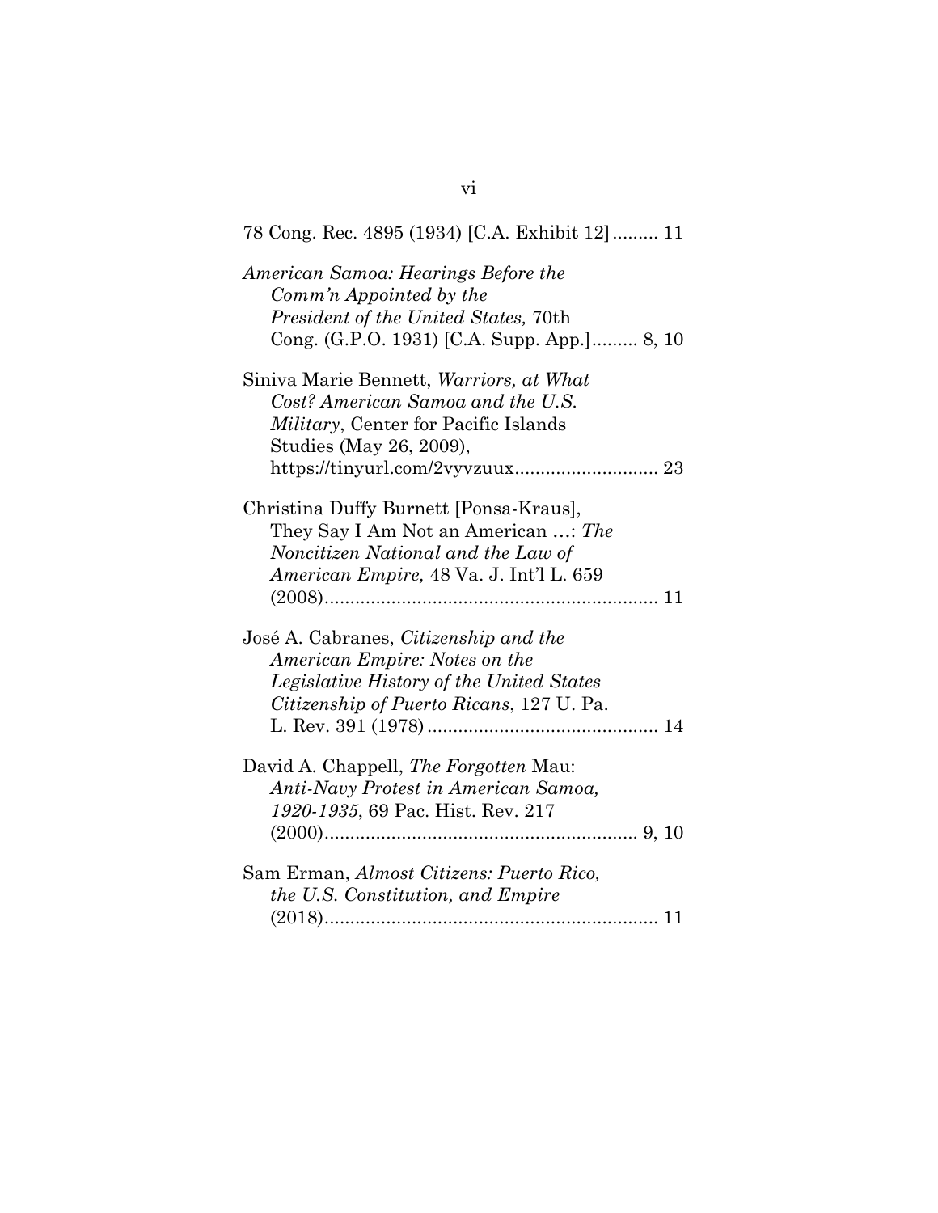78 Cong. Rec. 4895 (1934) [C.A. Exhibit 12] ......... 11

*American Samoa: Hearings Before the Comm'n Appointed by the President of the United States,* 70th Cong. (G.P.O. 1931) [C.A. Supp. App.] ......... 8, 10

Siniva Marie Bennett, *Warriors, at What Cost? American Samoa and the U.S. Military*, Center for Pacific Islands Studies (May 26, 2009), https://tinyurl.com/2vyvzuux ............................ 23

Christina Duffy Burnett [Ponsa-Kraus], They Say I Am Not an American …: *The Noncitizen National and the Law of American Empire,* 48 Va. J. Int'l L. 659 (2008) ................................................................. 11

José A. Cabranes, *Citizenship and the American Empire: Notes on the Legislative History of the United States Citizenship of Puerto Ricans*, 127 U. Pa. L. Rev. 391 (1978) ............................................. 14

David A. Chappell, *The Forgotten* Mau: *Anti-Navy Protest in American Samoa, 1920-1935*, 69 Pac. Hist. Rev. 217 (2000) ............................................................. 9, 10

Sam Erman, *Almost Citizens: Puerto Rico, the U.S. Constitution, and Empire* (2018) ................................................................. 11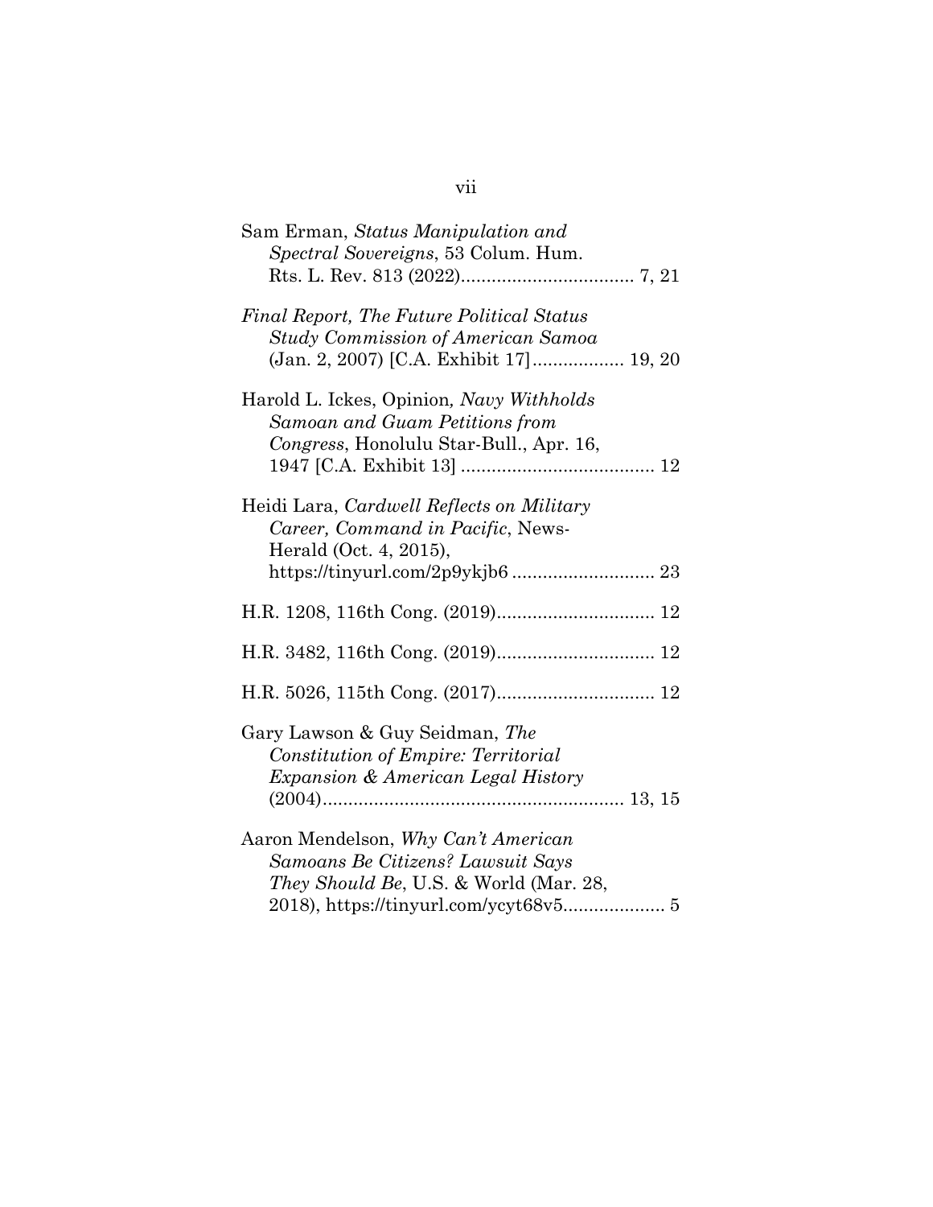Sam Erman, *Status Manipulation and Spectral Sovereigns*, 53 Colum. Hum. Rts. L. Rev. 813 (2022).................................. 7, 21

*Final Report, The Future Political Status Study Commission of American Samoa* (Jan. 2, 2007) [C.A. Exhibit 17].................. 19, 20

Harold L. Ickes, Opinion, *Navy Withholds Samoan and Guam Petitions from Congress*, Honolulu Star-Bull., Apr. 16, 1947 [C.A. Exhibit 13] ...................................... 12

Heidi Lara, *Cardwell Reflects on Military Career, Command in Pacific*, News-Herald (Oct. 4, 2015), https://tinyurl.com/2p9ykjb6 ............................ 23

H.R. 1208, 116th Cong. (2019)............................... 12

H.R. 3482, 116th Cong. (2019)............................... 12

H.R. 5026, 115th Cong. (2017)............................... 12

Gary Lawson & Guy Seidman, *The Constitution of Empire: Territorial Expansion & American Legal History* (2004)........................................................... 13, 15

Aaron Mendelson, *Why Can't American Samoans Be Citizens? Lawsuit Says They Should Be*, U.S. & World (Mar. 28, 2018), https://tinyurl.com/ycyt68v5.................... 5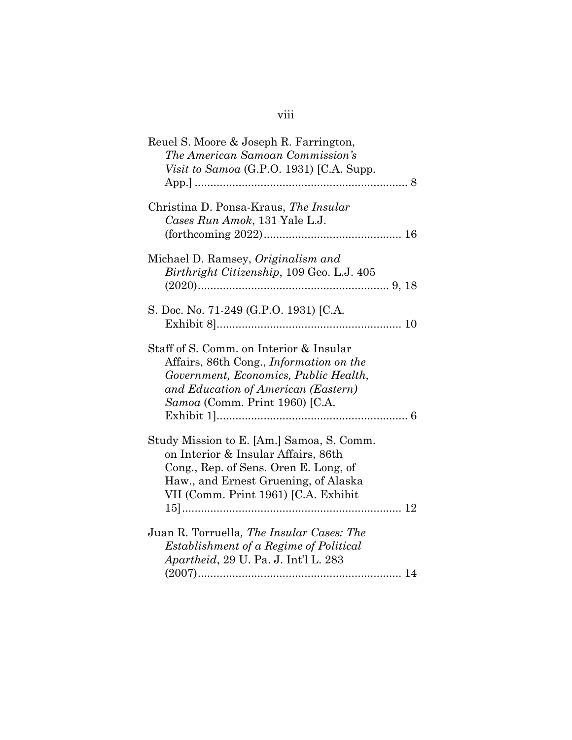Reuel S. Moore & Joseph R. Farrington, *The American Samoan Commission's Visit to Samoa* (G.P.O. 1931) [C.A. Supp. App.] .................................................................... 8

Christina D. Ponsa-Kraus, *The Insular Cases Run Amok*, 131 Yale L.J. (forthcoming 2022)............................................ 16

Michael D. Ramsey, *Originalism and Birthright Citizenship*, 109 Geo. L.J. 405 (2020)............................................................. 9, 18

S. Doc. No. 71-249 (G.P.O. 1931) [C.A. Exhibit 8]........................................................... 10

Staff of S. Comm. on Interior & Insular Affairs, 86th Cong., *Information on the Government, Economics, Public Health, and Education of American (Eastern) Samoa* (Comm. Print 1960) [C.A. Exhibit 1]............................................................. 6

Study Mission to E. [Am.] Samoa, S. Comm. on Interior & Insular Affairs, 86th Cong., Rep. of Sens. Oren E. Long, of Haw., and Ernest Gruening, of Alaska VII (Comm. Print 1961) [C.A. Exhibit 15]...................................................................... 12

Juan R. Torruella*, The Insular Cases: The Establishment of a Regime of Political Apartheid*, 29 U. Pa. J. Int'l L. 283 (2007)................................................................. 14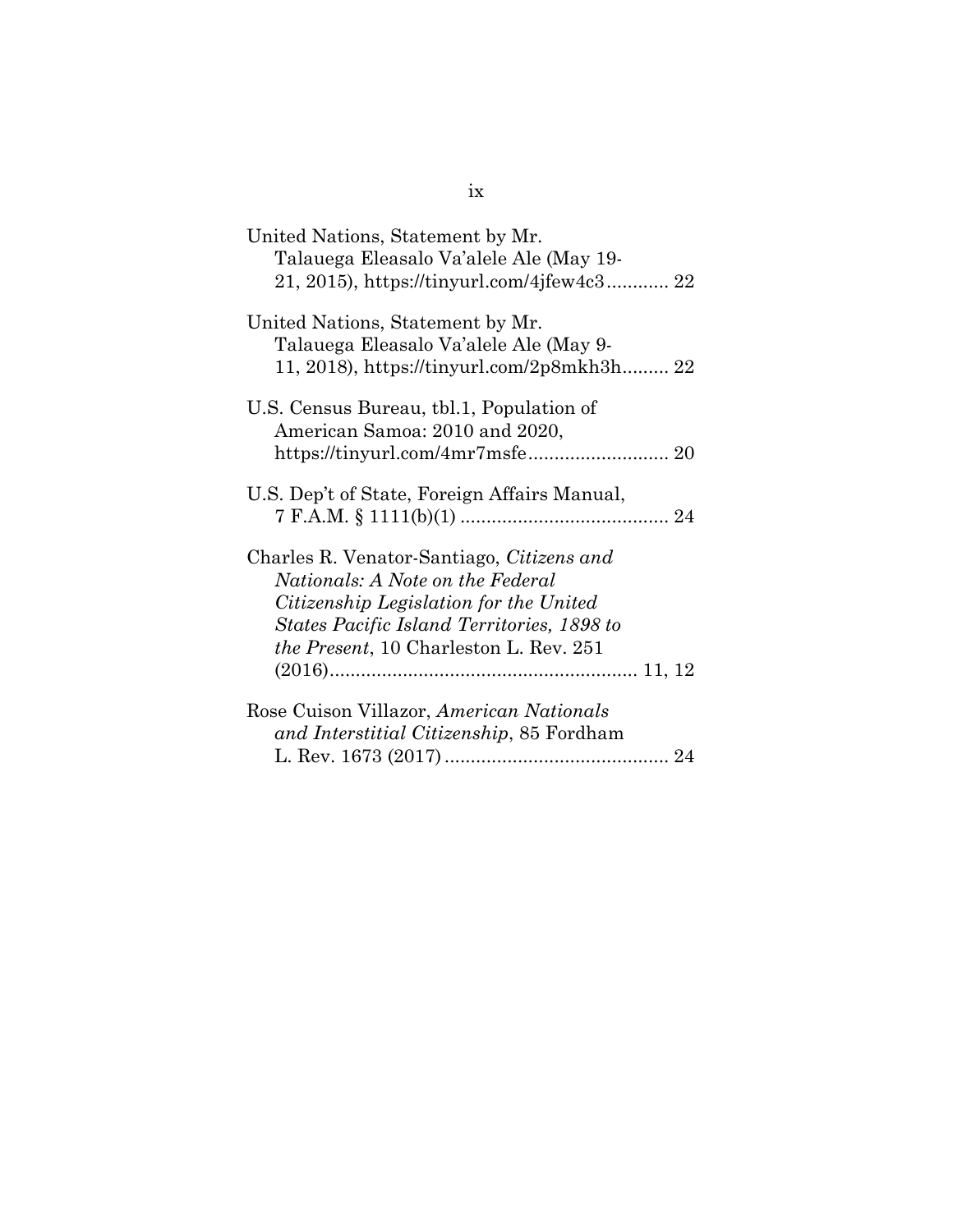United Nations, Statement by Mr. Talauega Eleasalo Va'alele Ale (May 19-21, 2015), https://tinyurl.com/4jfew4c3............ 22

United Nations, Statement by Mr. Talauega Eleasalo Va'alele Ale (May 9-11, 2018), https://tinyurl.com/2p8mkh3h......... 22

U.S. Census Bureau, tbl.1, Population of American Samoa: 2010 and 2020, https://tinyurl.com/4mr7msfe........................... 20

U.S. Dep't of State, Foreign Affairs Manual, 7 F.A.M. § 1111(b)(1) ........................................ 24

Charles R. Venator-Santiago, *Citizens and Nationals: A Note on the Federal Citizenship Legislation for the United States Pacific Island Territories, 1898 to the Present*, 10 Charleston L. Rev. 251 (2016)........................................................... 11, 12

Rose Cuison Villazor, *American Nationals and Interstitial Citizenship*, 85 Fordham L. Rev. 1673 (2017) ........................................... 24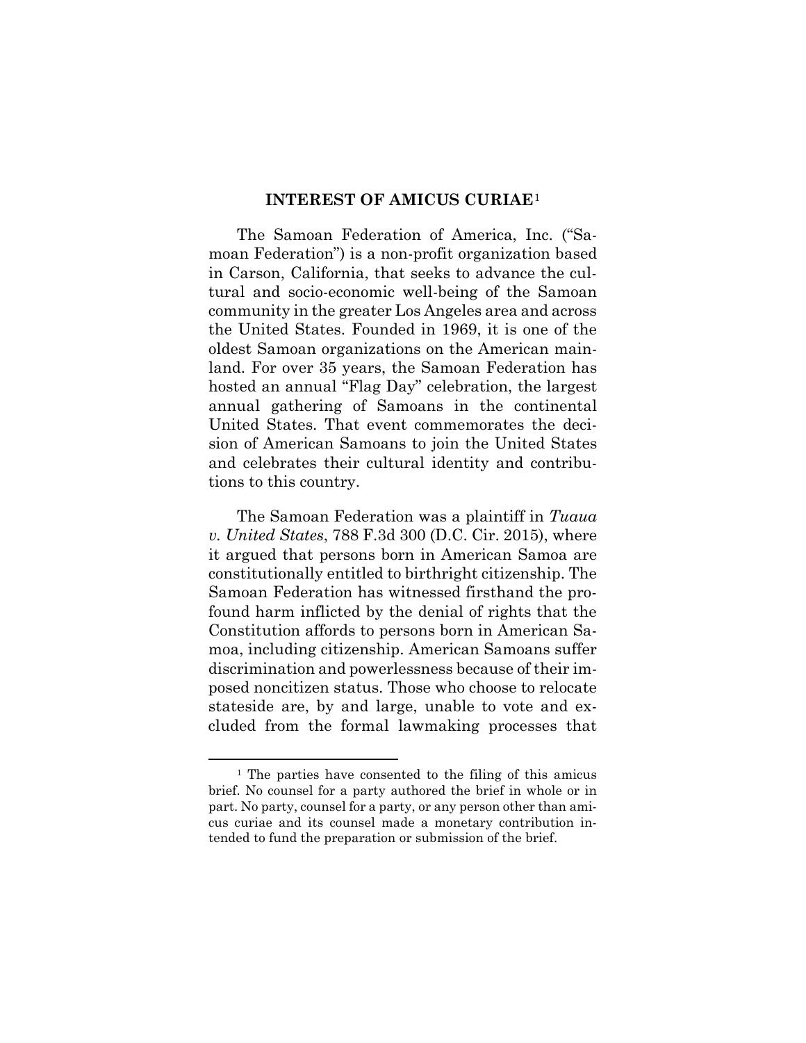## INTEREST OF AMICUS CURIAE[1]

The Samoan Federation of America, Inc. ("Samoan Federation") is a non-profit organization based in Carson, California, that seeks to advance the cultural and socio-economic well-being of the Samoan community in the greater Los Angeles area and across the United States. Founded in 1969, it is one of the oldest Samoan organizations on the American mainland. For over 35 years, the Samoan Federation has hosted an annual "Flag Day" celebration, the largest annual gathering of Samoans in the continental United States. That event commemorates the decision of American Samoans to join the United States and celebrates their cultural identity and contributions to this country.

The Samoan Federation was a plaintiff in *Tuaua v. United States*, 788 F.3d 300 (D.C. Cir. 2015), where it argued that persons born in American Samoa are constitutionally entitled to birthright citizenship. The Samoan Federation has witnessed firsthand the profound harm inflicted by the denial of rights that the Constitution affords to persons born in American Samoa, including citizenship. American Samoans suffer discrimination and powerlessness because of their imposed noncitizen status. Those who choose to relocate stateside are, by and large, unable to vote and excluded from the formal lawmaking processes that

[1] The parties have consented to the filing of this amicus brief. No counsel for a party authored the brief in whole or in part. No party, counsel for a party, or any person other than amicus curiae and its counsel made a monetary contribution intended to fund the preparation or submission of the brief.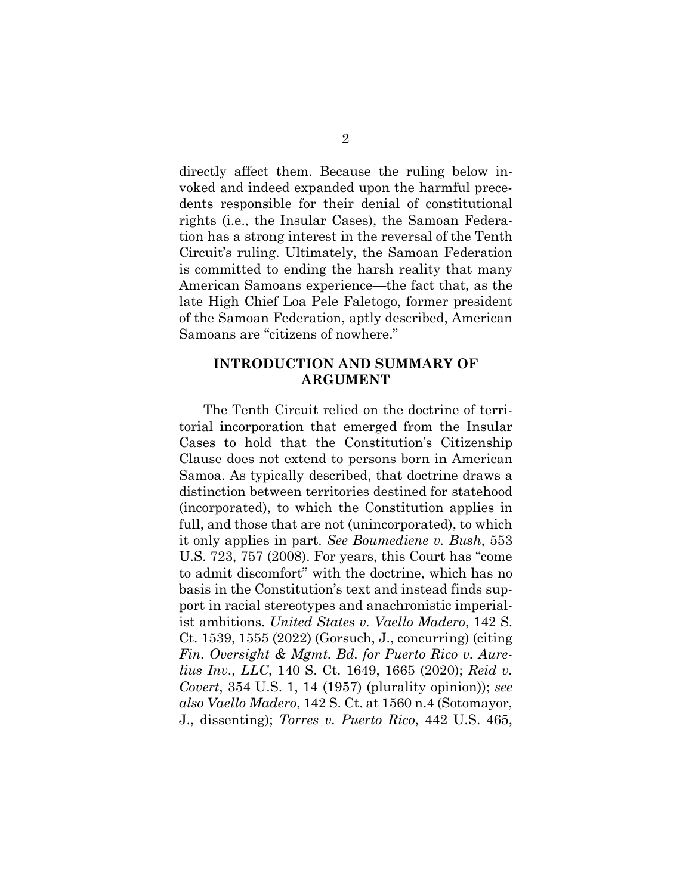directly affect them. Because the ruling below invoked and indeed expanded upon the harmful precedents responsible for their denial of constitutional rights (i.e., the Insular Cases), the Samoan Federation has a strong interest in the reversal of the Tenth Circuit's ruling. Ultimately, the Samoan Federation is committed to ending the harsh reality that many American Samoans experience—the fact that, as the late High Chief Loa Pele Faletogo, former president of the Samoan Federation, aptly described, American Samoans are "citizens of nowhere."

## INTRODUCTION AND SUMMARY OF ARGUMENT

The Tenth Circuit relied on the doctrine of territorial incorporation that emerged from the Insular Cases to hold that the Constitution's Citizenship Clause does not extend to persons born in American Samoa. As typically described, that doctrine draws a distinction between territories destined for statehood (incorporated), to which the Constitution applies in full, and those that are not (unincorporated), to which it only applies in part. *See Boumediene v. Bush*, 553 U.S. 723, 757 (2008). For years, this Court has "come to admit discomfort" with the doctrine, which has no basis in the Constitution's text and instead finds support in racial stereotypes and anachronistic imperialist ambitions. *United States v. Vaello Madero*, 142 S. Ct. 1539, 1555 (2022) (Gorsuch, J., concurring) (citing *Fin. Oversight & Mgmt. Bd. for Puerto Rico v. Aurelius Inv., LLC*, 140 S. Ct. 1649, 1665 (2020); *Reid v. Covert*, 354 U.S. 1, 14 (1957) (plurality opinion)); *see also Vaello Madero*, 142 S. Ct. at 1560 n.4 (Sotomayor, J., dissenting); *Torres v. Puerto Rico*, 442 U.S. 465,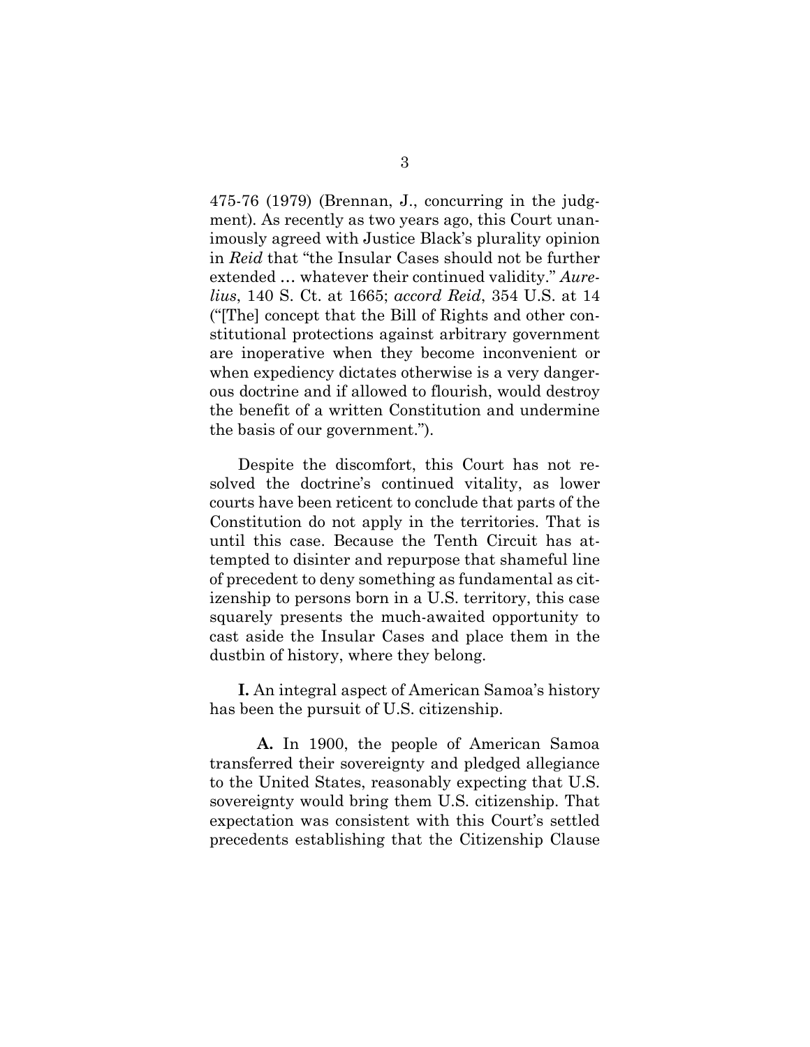475-76 (1979) (Brennan, J., concurring in the judgment). As recently as two years ago, this Court unanimously agreed with Justice Black's plurality opinion in *Reid* that "the Insular Cases should not be further extended … whatever their continued validity." *Aurelius*, 140 S. Ct. at 1665; *accord Reid*, 354 U.S. at 14 ("[The] concept that the Bill of Rights and other constitutional protections against arbitrary government are inoperative when they become inconvenient or when expediency dictates otherwise is a very dangerous doctrine and if allowed to flourish, would destroy the benefit of a written Constitution and undermine the basis of our government.").

Despite the discomfort, this Court has not resolved the doctrine's continued vitality, as lower courts have been reticent to conclude that parts of the Constitution do not apply in the territories. That is until this case. Because the Tenth Circuit has attempted to disinter and repurpose that shameful line of precedent to deny something as fundamental as citizenship to persons born in a U.S. territory, this case squarely presents the much-awaited opportunity to cast aside the Insular Cases and place them in the dustbin of history, where they belong.

**I.** An integral aspect of American Samoa's history has been the pursuit of U.S. citizenship.

**A.** In 1900, the people of American Samoa transferred their sovereignty and pledged allegiance to the United States, reasonably expecting that U.S. sovereignty would bring them U.S. citizenship. That expectation was consistent with this Court's settled precedents establishing that the Citizenship Clause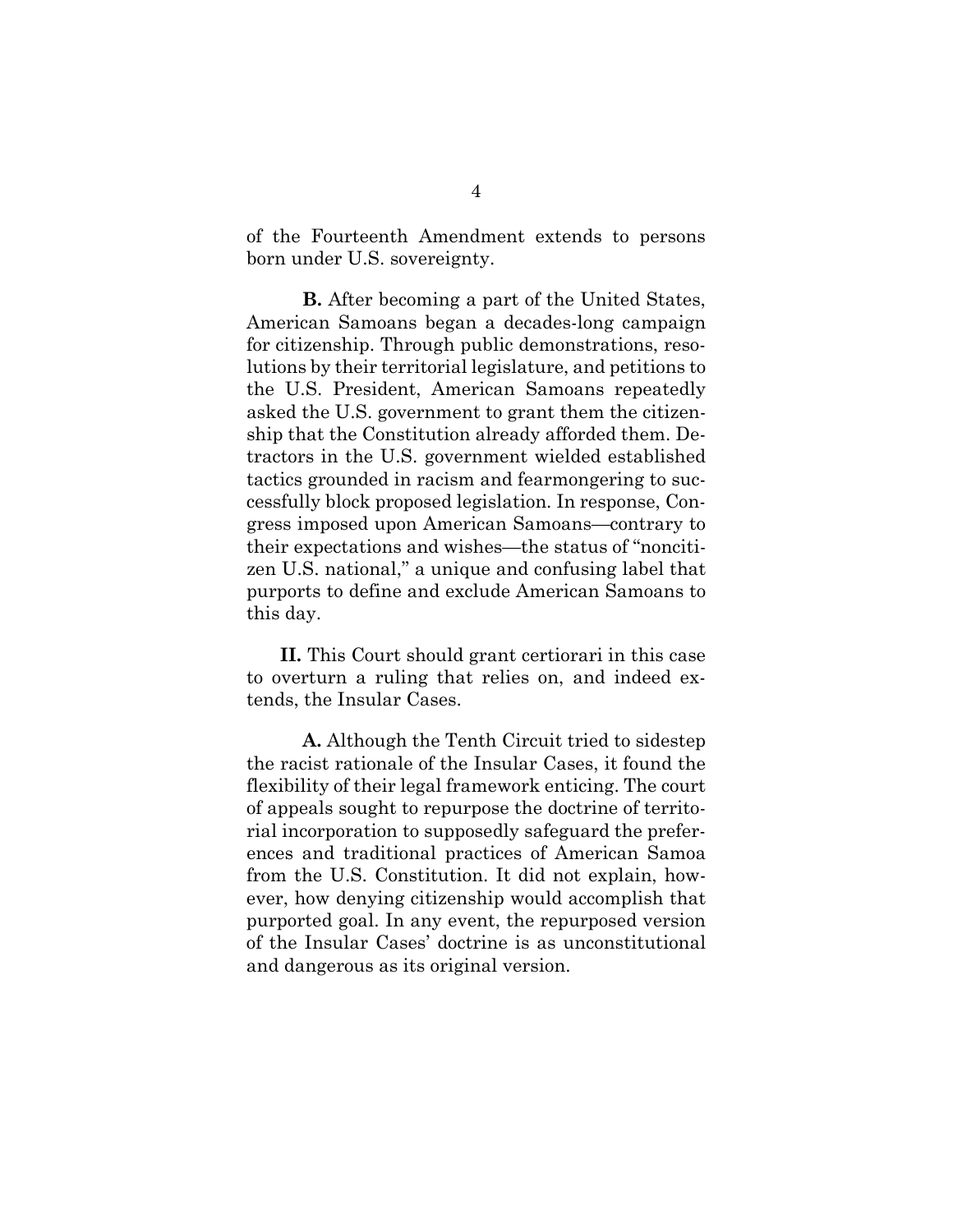of the Fourteenth Amendment extends to persons born under U.S. sovereignty.

**B.** After becoming a part of the United States, American Samoans began a decades-long campaign for citizenship. Through public demonstrations, resolutions by their territorial legislature, and petitions to the U.S. President, American Samoans repeatedly asked the U.S. government to grant them the citizenship that the Constitution already afforded them. Detractors in the U.S. government wielded established tactics grounded in racism and fearmongering to successfully block proposed legislation. In response, Congress imposed upon American Samoans—contrary to their expectations and wishes—the status of "noncitizen U.S. national," a unique and confusing label that purports to define and exclude American Samoans to this day.

**II.** This Court should grant certiorari in this case to overturn a ruling that relies on, and indeed extends, the Insular Cases.

**A.** Although the Tenth Circuit tried to sidestep the racist rationale of the Insular Cases, it found the flexibility of their legal framework enticing. The court of appeals sought to repurpose the doctrine of territorial incorporation to supposedly safeguard the preferences and traditional practices of American Samoa from the U.S. Constitution. It did not explain, however, how denying citizenship would accomplish that purported goal. In any event, the repurposed version of the Insular Cases' doctrine is as unconstitutional and dangerous as its original version.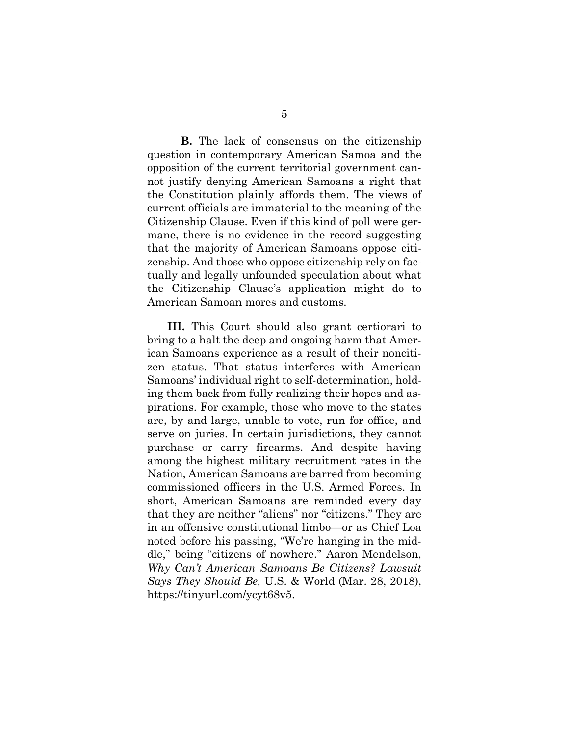**B.** The lack of consensus on the citizenship question in contemporary American Samoa and the opposition of the current territorial government cannot justify denying American Samoans a right that the Constitution plainly affords them. The views of current officials are immaterial to the meaning of the Citizenship Clause. Even if this kind of poll were germane, there is no evidence in the record suggesting that the majority of American Samoans oppose citizenship. And those who oppose citizenship rely on factually and legally unfounded speculation about what the Citizenship Clause's application might do to American Samoan mores and customs.

**III.** This Court should also grant certiorari to bring to a halt the deep and ongoing harm that American Samoans experience as a result of their noncitizen status. That status interferes with American Samoans' individual right to self-determination, holding them back from fully realizing their hopes and aspirations. For example, those who move to the states are, by and large, unable to vote, run for office, and serve on juries. In certain jurisdictions, they cannot purchase or carry firearms. And despite having among the highest military recruitment rates in the Nation, American Samoans are barred from becoming commissioned officers in the U.S. Armed Forces. In short, American Samoans are reminded every day that they are neither "aliens" nor "citizens." They are in an offensive constitutional limbo—or as Chief Loa noted before his passing, "We're hanging in the middle," being "citizens of nowhere." Aaron Mendelson, *Why Can't American Samoans Be Citizens? Lawsuit Says They Should Be,* U.S. & World (Mar. 28, 2018), https://tinyurl.com/ycyt68v5.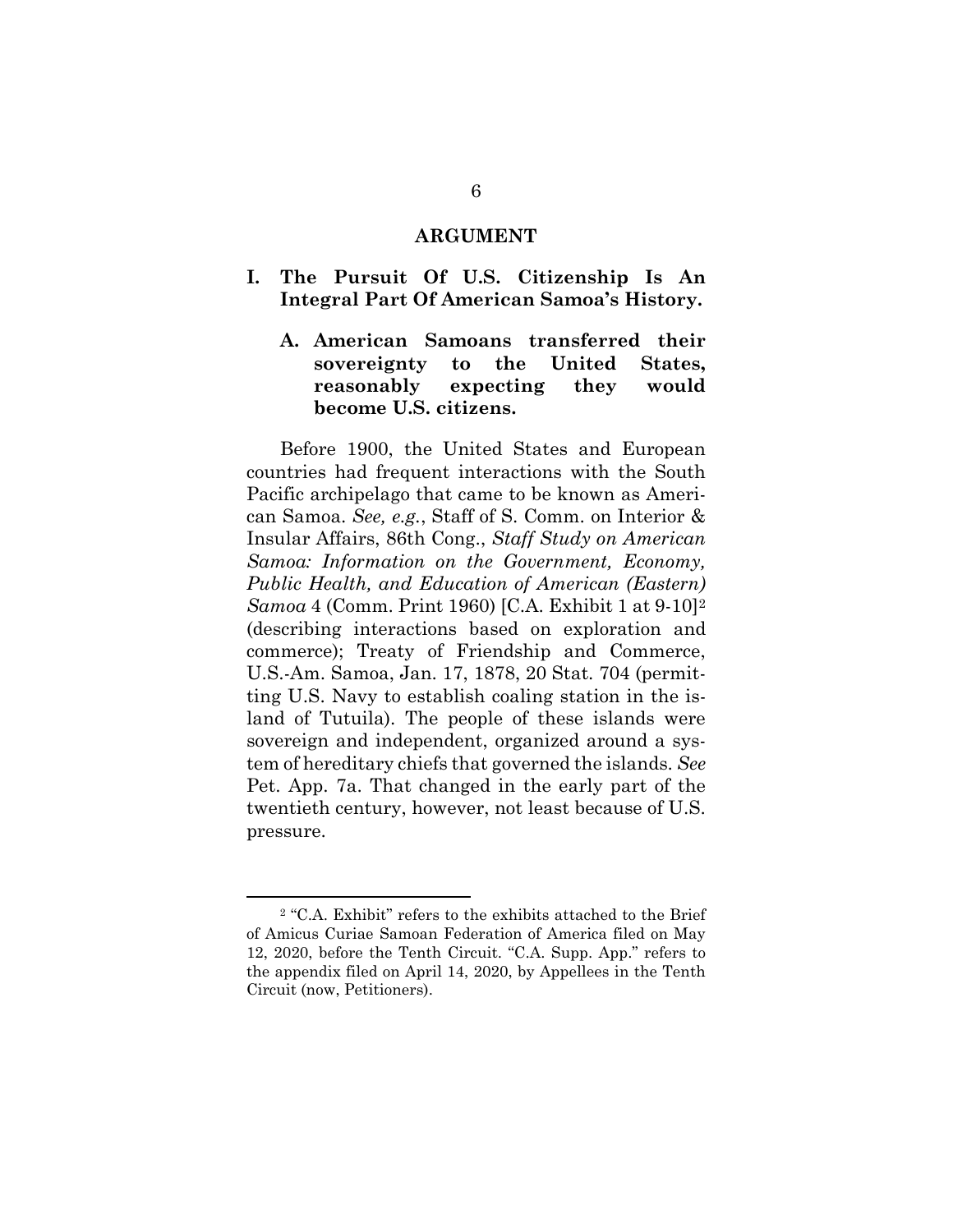# ARGUMENT

## I. The Pursuit Of U.S. Citizenship Is An Integral Part Of American Samoa's History.

### A. American Samoans transferred their sovereignty to the United States, reasonably expecting they would become U.S. citizens.

Before 1900, the United States and European countries had frequent interactions with the South Pacific archipelago that came to be known as American Samoa. *See, e.g.*, Staff of S. Comm. on Interior & Insular Affairs, 86th Cong., *Staff Study on American Samoa: Information on the Government, Economy, Public Health, and Education of American (Eastern) Samoa* 4 (Comm. Print 1960) [C.A. Exhibit 1 at 9-10][2] (describing interactions based on exploration and commerce); Treaty of Friendship and Commerce, U.S.-Am. Samoa, Jan. 17, 1878, 20 Stat. 704 (permitting U.S. Navy to establish coaling station in the island of Tutuila). The people of these islands were sovereign and independent, organized around a system of hereditary chiefs that governed the islands. *See* Pet. App. 7a. That changed in the early part of the twentieth century, however, not least because of U.S. pressure.

---

[2] "C.A. Exhibit" refers to the exhibits attached to the Brief of Amicus Curiae Samoan Federation of America filed on May 12, 2020, before the Tenth Circuit. "C.A. Supp. App." refers to the appendix filed on April 14, 2020, by Appellees in the Tenth Circuit (now, Petitioners).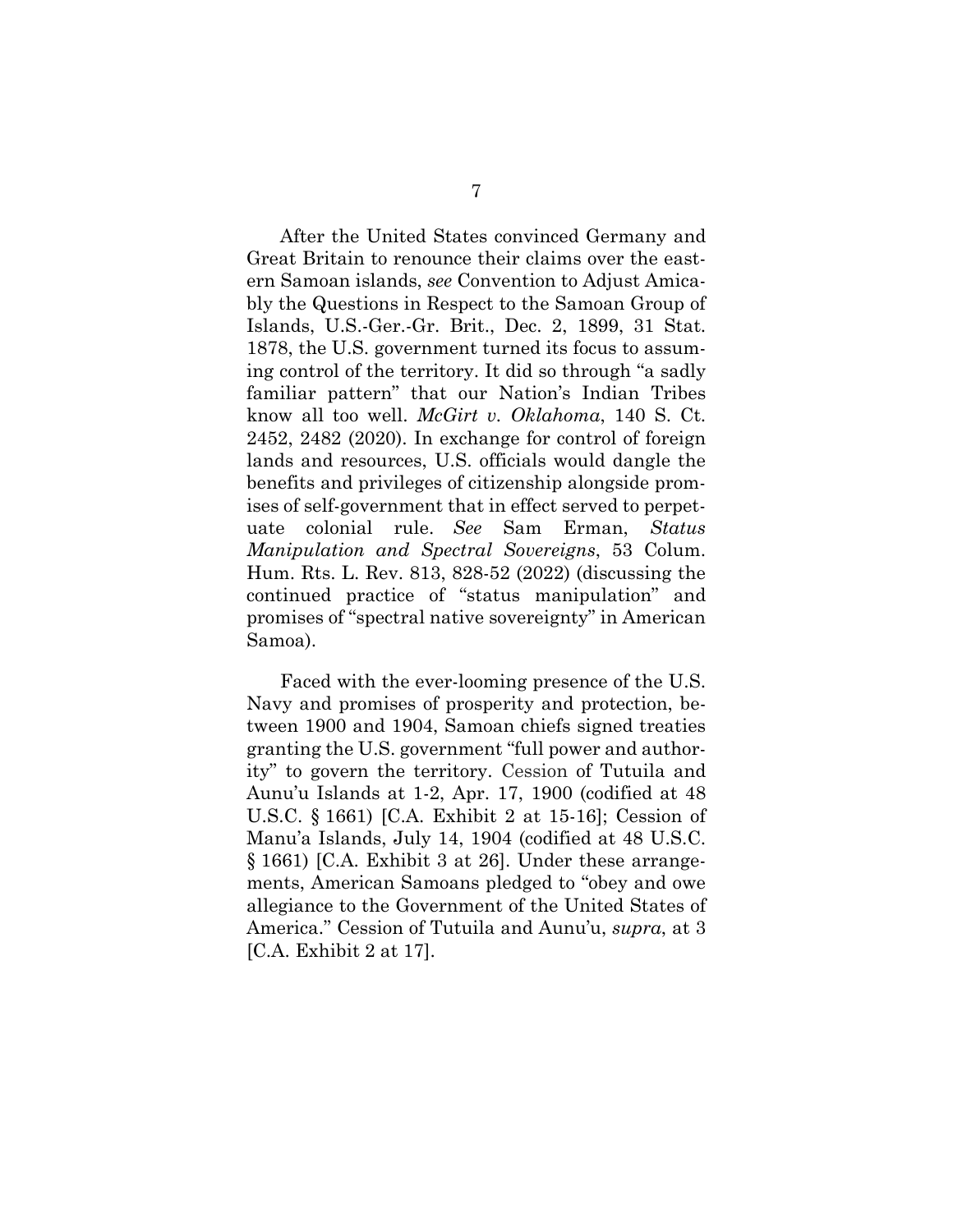After the United States convinced Germany and Great Britain to renounce their claims over the eastern Samoan islands, *see* Convention to Adjust Amicably the Questions in Respect to the Samoan Group of Islands, U.S.-Ger.-Gr. Brit., Dec. 2, 1899, 31 Stat. 1878, the U.S. government turned its focus to assuming control of the territory. It did so through "a sadly familiar pattern" that our Nation's Indian Tribes know all too well. *McGirt v. Oklahoma*, 140 S. Ct. 2452, 2482 (2020). In exchange for control of foreign lands and resources, U.S. officials would dangle the benefits and privileges of citizenship alongside promises of self-government that in effect served to perpetuate colonial rule. *See* Sam Erman, *Status Manipulation and Spectral Sovereigns*, 53 Colum. Hum. Rts. L. Rev. 813, 828-52 (2022) (discussing the continued practice of "status manipulation" and promises of "spectral native sovereignty" in American Samoa).

Faced with the ever-looming presence of the U.S. Navy and promises of prosperity and protection, between 1900 and 1904, Samoan chiefs signed treaties granting the U.S. government "full power and authority" to govern the territory. Cession of Tutuila and Aunu'u Islands at 1-2, Apr. 17, 1900 (codified at 48 U.S.C. § 1661) [C.A. Exhibit 2 at 15-16]; Cession of Manu'a Islands, July 14, 1904 (codified at 48 U.S.C. § 1661) [C.A. Exhibit 3 at 26]. Under these arrangements, American Samoans pledged to "obey and owe allegiance to the Government of the United States of America." Cession of Tutuila and Aunu'u, *supra*, at 3 [C.A. Exhibit 2 at 17].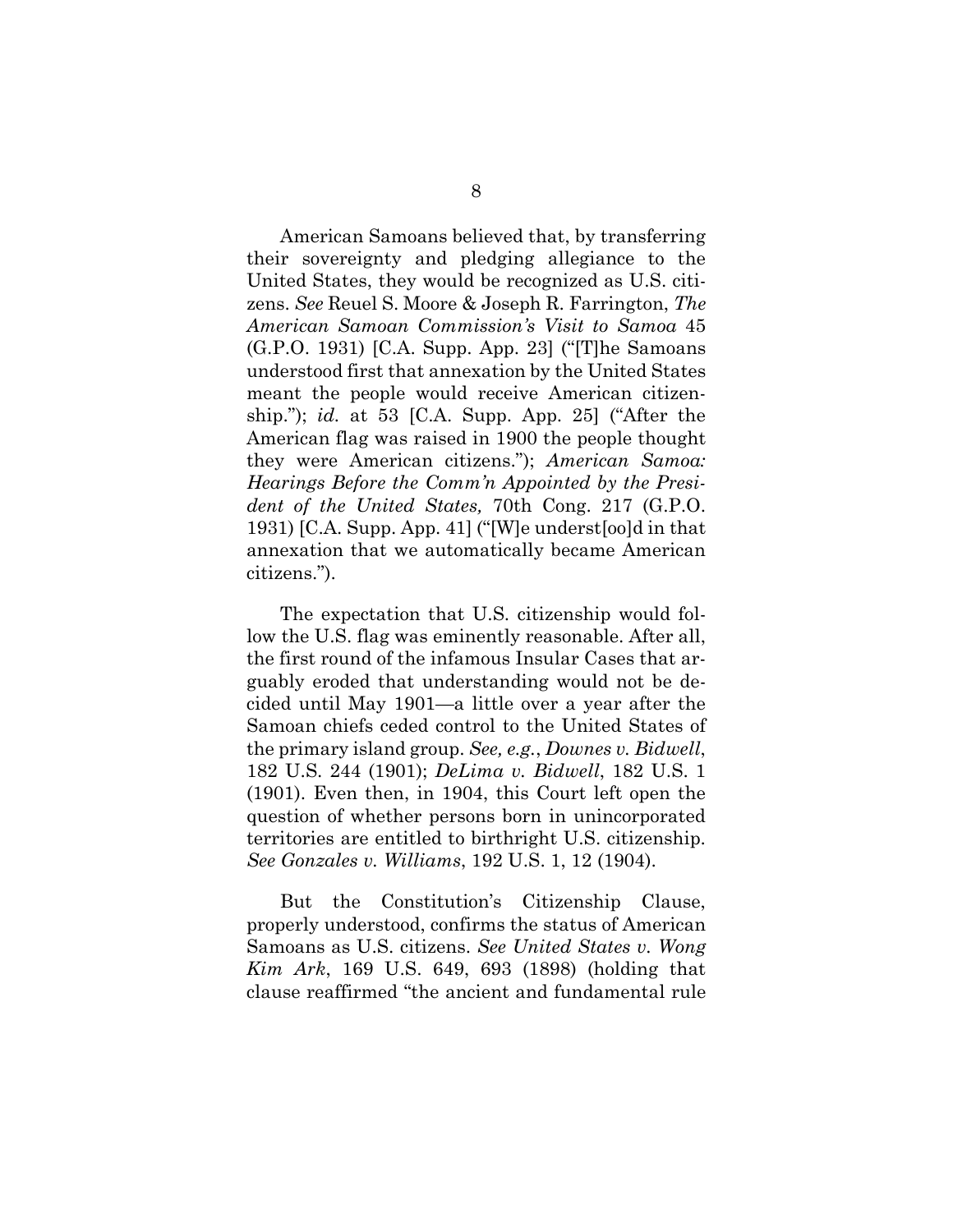American Samoans believed that, by transferring their sovereignty and pledging allegiance to the United States, they would be recognized as U.S. citizens. *See* Reuel S. Moore & Joseph R. Farrington, *The American Samoan Commission's Visit to Samoa* 45 (G.P.O. 1931) [C.A. Supp. App. 23] ("[T]he Samoans understood first that annexation by the United States meant the people would receive American citizenship."); *id.* at 53 [C.A. Supp. App. 25] ("After the American flag was raised in 1900 the people thought they were American citizens."); *American Samoa: Hearings Before the Comm'n Appointed by the President of the United States,* 70th Cong. 217 (G.P.O. 1931) [C.A. Supp. App. 41] ("[W]e underst[oo]d in that annexation that we automatically became American citizens.").

The expectation that U.S. citizenship would follow the U.S. flag was eminently reasonable. After all, the first round of the infamous Insular Cases that arguably eroded that understanding would not be decided until May 1901—a little over a year after the Samoan chiefs ceded control to the United States of the primary island group. *See, e.g.*, *Downes v. Bidwell*, 182 U.S. 244 (1901); *DeLima v. Bidwell*, 182 U.S. 1 (1901). Even then, in 1904, this Court left open the question of whether persons born in unincorporated territories are entitled to birthright U.S. citizenship. *See Gonzales v. Williams*, 192 U.S. 1, 12 (1904).

But the Constitution's Citizenship Clause, properly understood, confirms the status of American Samoans as U.S. citizens. *See United States v. Wong Kim Ark*, 169 U.S. 649, 693 (1898) (holding that clause reaffirmed "the ancient and fundamental rule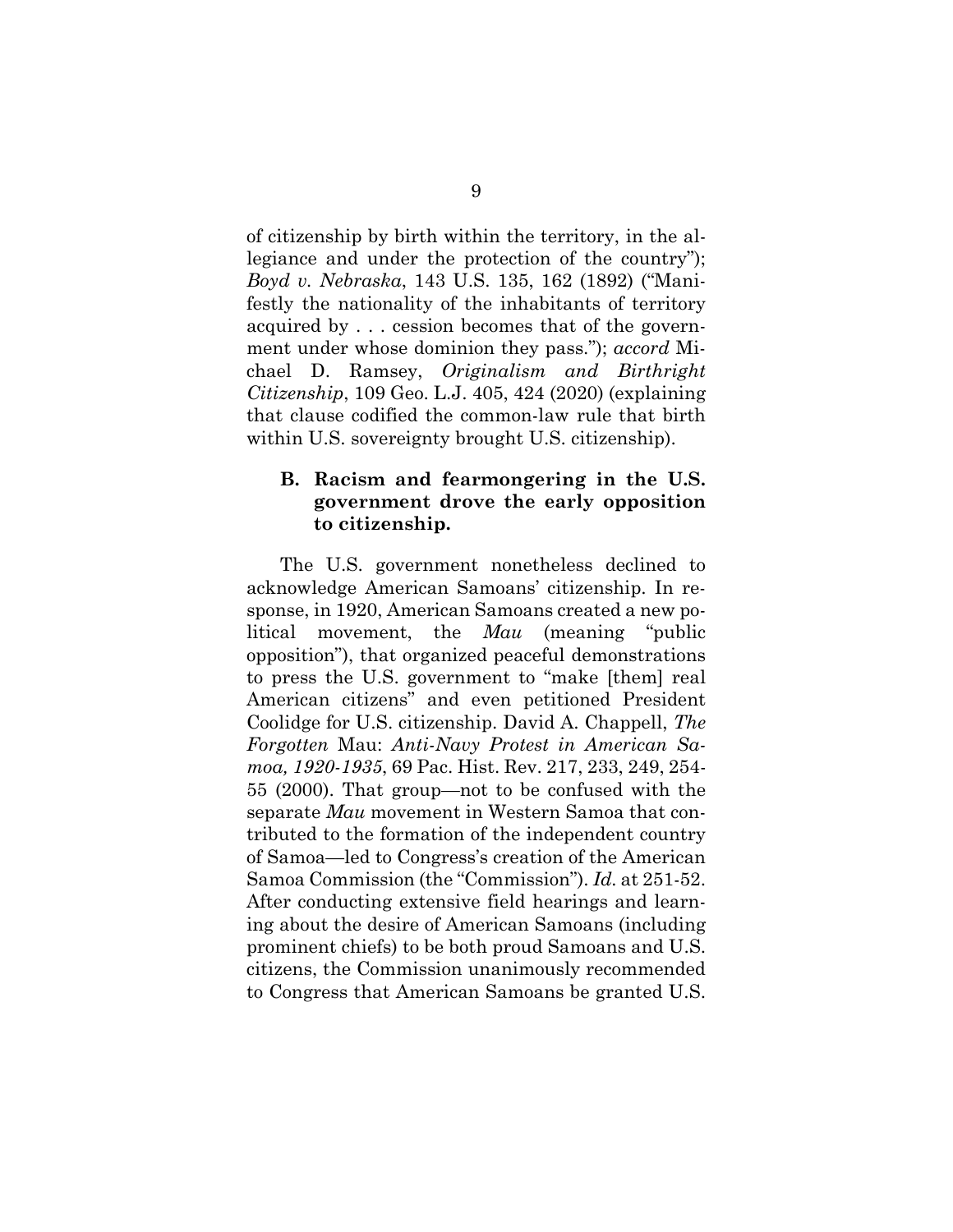of citizenship by birth within the territory, in the allegiance and under the protection of the country"); *Boyd v. Nebraska*, 143 U.S. 135, 162 (1892) ("Manifestly the nationality of the inhabitants of territory acquired by . . . cession becomes that of the government under whose dominion they pass."); *accord* Michael D. Ramsey, *Originalism and Birthright Citizenship*, 109 Geo. L.J. 405, 424 (2020) (explaining that clause codified the common-law rule that birth within U.S. sovereignty brought U.S. citizenship).

### B. Racism and fearmongering in the U.S. government drove the early opposition to citizenship.

The U.S. government nonetheless declined to acknowledge American Samoans' citizenship. In response, in 1920, American Samoans created a new political movement, the *Mau* (meaning "public opposition"), that organized peaceful demonstrations to press the U.S. government to "make [them] real American citizens" and even petitioned President Coolidge for U.S. citizenship. David A. Chappell, *The Forgotten* Mau: *Anti-Navy Protest in American Samoa, 1920-1935*, 69 Pac. Hist. Rev. 217, 233, 249, 254-55 (2000). That group—not to be confused with the separate *Mau* movement in Western Samoa that contributed to the formation of the independent country of Samoa—led to Congress's creation of the American Samoa Commission (the "Commission"). *Id.* at 251-52. After conducting extensive field hearings and learning about the desire of American Samoans (including prominent chiefs) to be both proud Samoans and U.S. citizens, the Commission unanimously recommended to Congress that American Samoans be granted U.S.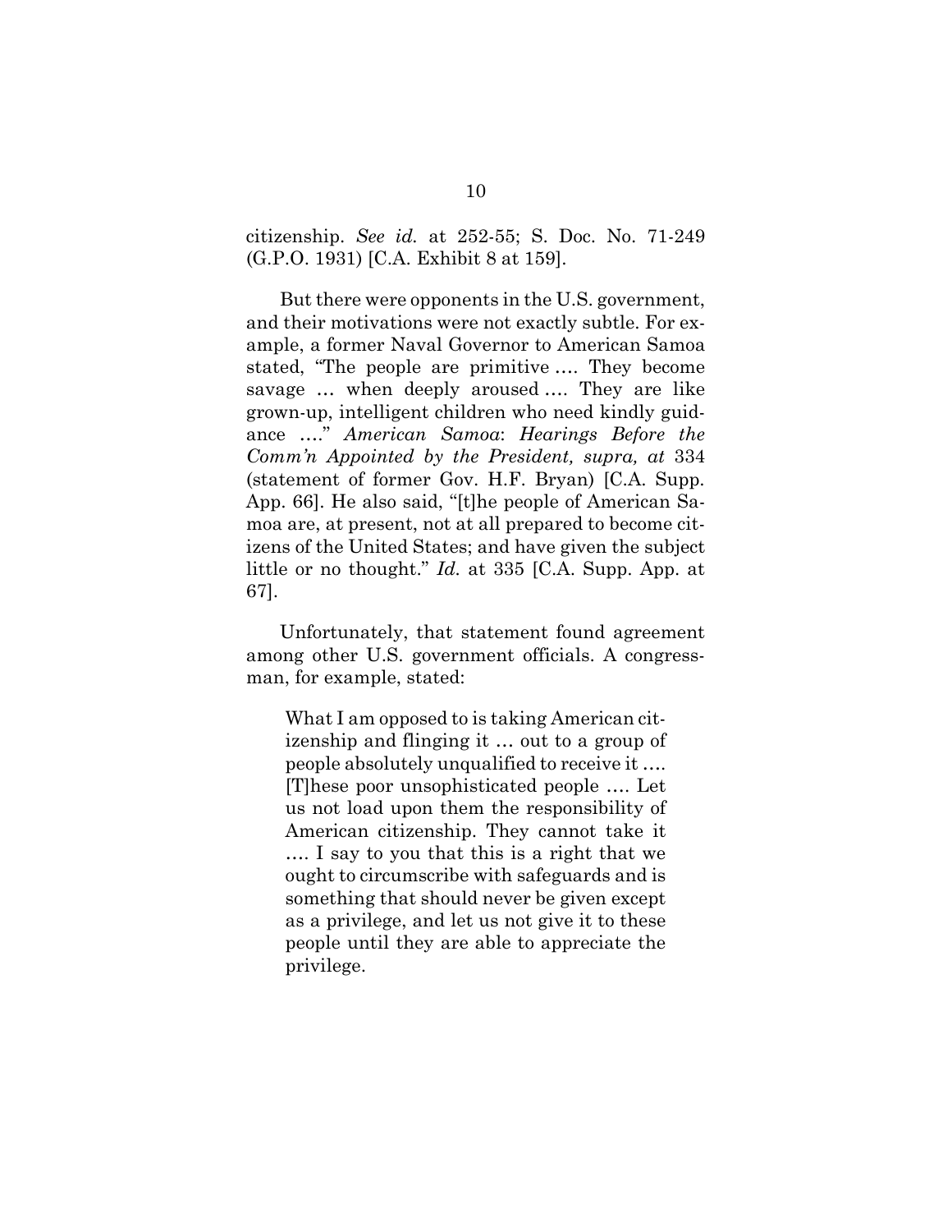citizenship. *See id.* at 252-55; S. Doc. No. 71-249 (G.P.O. 1931) [C.A. Exhibit 8 at 159].

But there were opponents in the U.S. government, and their motivations were not exactly subtle. For example, a former Naval Governor to American Samoa stated, "The people are primitive …. They become savage … when deeply aroused …. They are like grown-up, intelligent children who need kindly guidance …." *American Samoa*: *Hearings Before the Comm'n Appointed by the President, supra, at* 334 (statement of former Gov. H.F. Bryan) [C.A. Supp. App. 66]. He also said, "[t]he people of American Samoa are, at present, not at all prepared to become citizens of the United States; and have given the subject little or no thought." *Id.* at 335 [C.A. Supp. App. at 67].

Unfortunately, that statement found agreement among other U.S. government officials. A congressman, for example, stated:

> What I am opposed to is taking American citizenship and flinging it … out to a group of people absolutely unqualified to receive it …. [T]hese poor unsophisticated people …. Let us not load upon them the responsibility of American citizenship. They cannot take it …. I say to you that this is a right that we ought to circumscribe with safeguards and is something that should never be given except as a privilege, and let us not give it to these people until they are able to appreciate the privilege.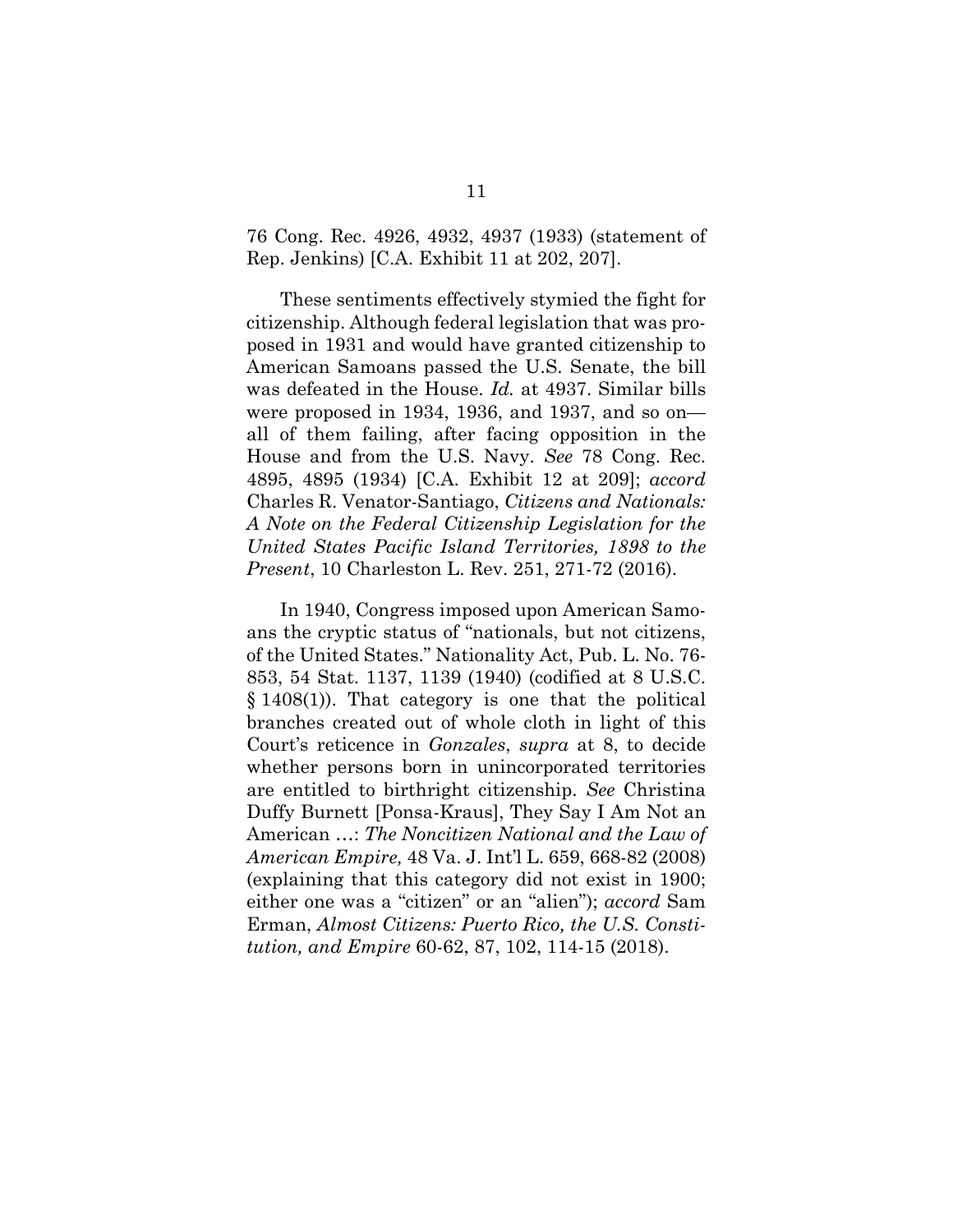76 Cong. Rec. 4926, 4932, 4937 (1933) (statement of Rep. Jenkins) [C.A. Exhibit 11 at 202, 207].

These sentiments effectively stymied the fight for citizenship. Although federal legislation that was proposed in 1931 and would have granted citizenship to American Samoans passed the U.S. Senate, the bill was defeated in the House. *Id.* at 4937. Similar bills were proposed in 1934, 1936, and 1937, and so on—all of them failing, after facing opposition in the House and from the U.S. Navy. *See* 78 Cong. Rec. 4895, 4895 (1934) [C.A. Exhibit 12 at 209]; *accord* Charles R. Venator-Santiago, *Citizens and Nationals: A Note on the Federal Citizenship Legislation for the United States Pacific Island Territories, 1898 to the Present*, 10 Charleston L. Rev. 251, 271-72 (2016).

In 1940, Congress imposed upon American Samoans the cryptic status of "nationals, but not citizens, of the United States." Nationality Act, Pub. L. No. 76-853, 54 Stat. 1137, 1139 (1940) (codified at 8 U.S.C. § 1408(1)). That category is one that the political branches created out of whole cloth in light of this Court's reticence in *Gonzales*, *supra* at 8, to decide whether persons born in unincorporated territories are entitled to birthright citizenship. *See* Christina Duffy Burnett [Ponsa-Kraus], They Say I Am Not an American …: *The Noncitizen National and the Law of American Empire,* 48 Va. J. Int'l L. 659, 668-82 (2008) (explaining that this category did not exist in 1900; either one was a "citizen" or an "alien"); *accord* Sam Erman, *Almost Citizens: Puerto Rico, the U.S. Constitution, and Empire* 60-62, 87, 102, 114-15 (2018).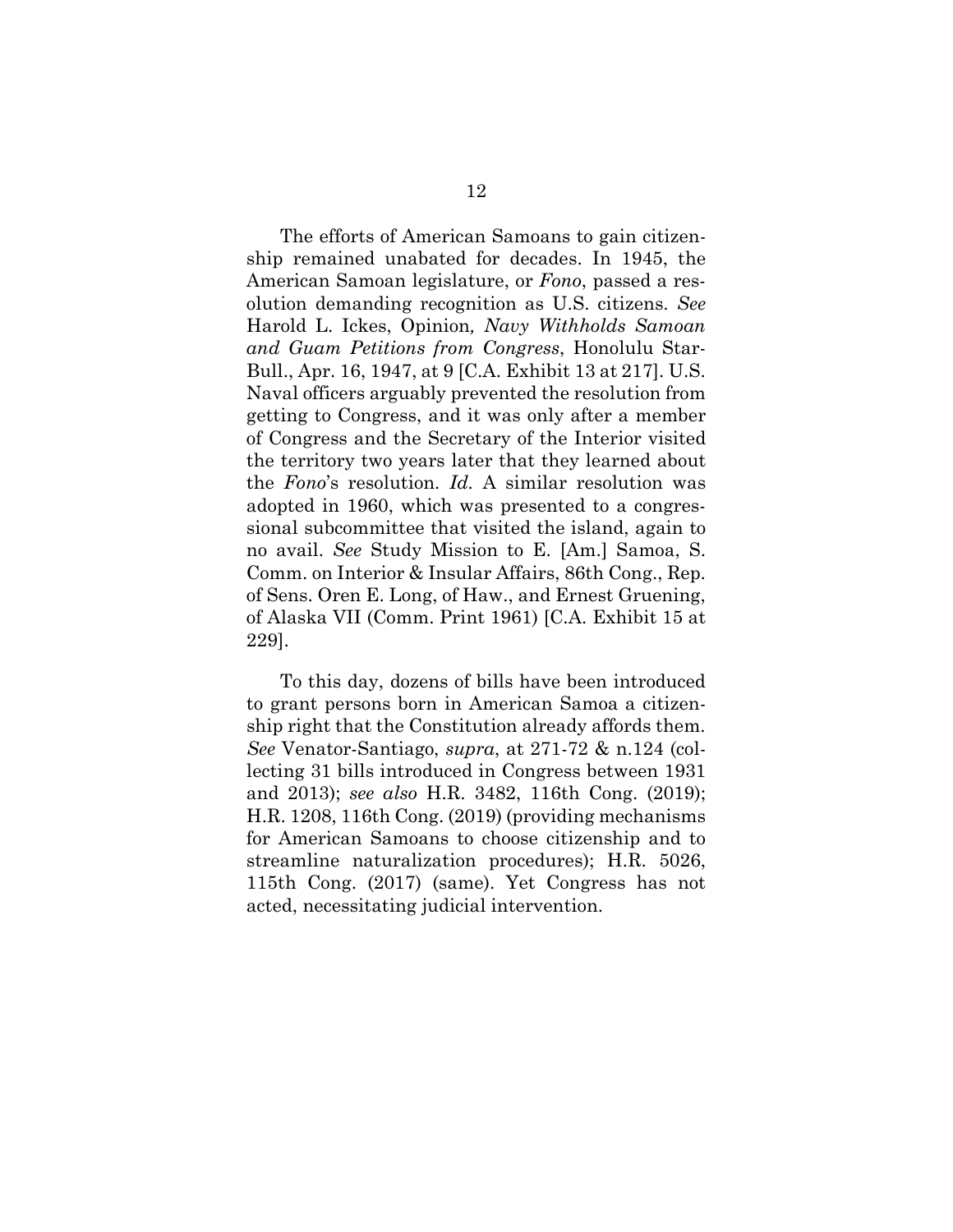The efforts of American Samoans to gain citizenship remained unabated for decades. In 1945, the American Samoan legislature, or *Fono*, passed a resolution demanding recognition as U.S. citizens. *See* Harold L. Ickes, Opinion*, Navy Withholds Samoan and Guam Petitions from Congress*, Honolulu Star-Bull., Apr. 16, 1947, at 9 [C.A. Exhibit 13 at 217]. U.S. Naval officers arguably prevented the resolution from getting to Congress, and it was only after a member of Congress and the Secretary of the Interior visited the territory two years later that they learned about the *Fono*'s resolution. *Id.* A similar resolution was adopted in 1960, which was presented to a congressional subcommittee that visited the island, again to no avail. *See* Study Mission to E. [Am.] Samoa, S. Comm. on Interior & Insular Affairs, 86th Cong., Rep. of Sens. Oren E. Long, of Haw., and Ernest Gruening, of Alaska VII (Comm. Print 1961) [C.A. Exhibit 15 at 229].

To this day, dozens of bills have been introduced to grant persons born in American Samoa a citizenship right that the Constitution already affords them. *See* Venator-Santiago, *supra*, at 271-72 & n.124 (collecting 31 bills introduced in Congress between 1931 and 2013); *see also* H.R. 3482, 116th Cong. (2019); H.R. 1208, 116th Cong. (2019) (providing mechanisms for American Samoans to choose citizenship and to streamline naturalization procedures); H.R. 5026, 115th Cong. (2017) (same). Yet Congress has not acted, necessitating judicial intervention.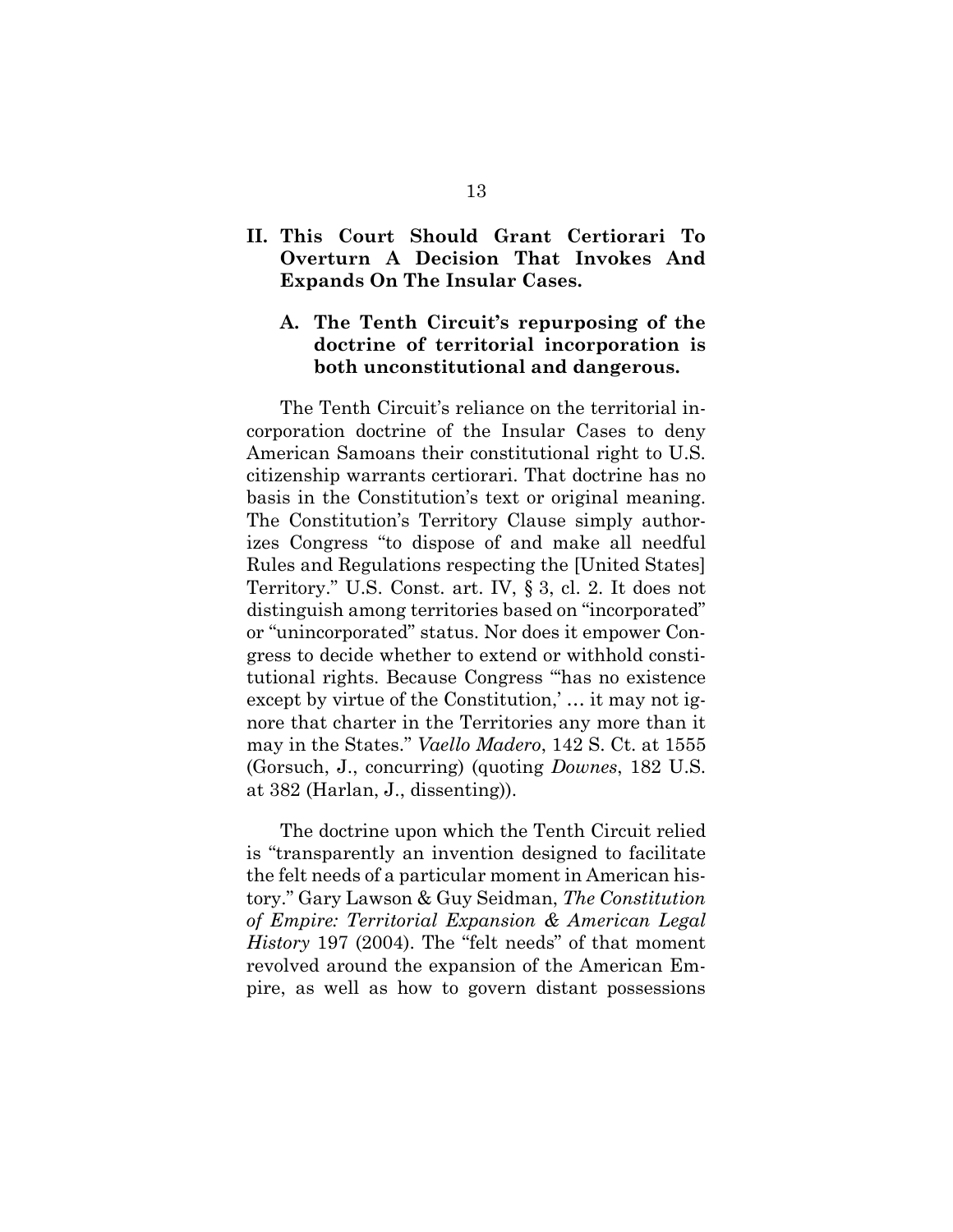## II. This Court Should Grant Certiorari To Overturn A Decision That Invokes And Expands On The Insular Cases.

### A. The Tenth Circuit's repurposing of the doctrine of territorial incorporation is both unconstitutional and dangerous.

The Tenth Circuit's reliance on the territorial incorporation doctrine of the Insular Cases to deny American Samoans their constitutional right to U.S. citizenship warrants certiorari. That doctrine has no basis in the Constitution's text or original meaning. The Constitution's Territory Clause simply authorizes Congress "to dispose of and make all needful Rules and Regulations respecting the [United States] Territory." U.S. Const. art. IV, § 3, cl. 2. It does not distinguish among territories based on "incorporated" or "unincorporated" status. Nor does it empower Congress to decide whether to extend or withhold constitutional rights. Because Congress "'has no existence except by virtue of the Constitution,' … it may not ignore that charter in the Territories any more than it may in the States." *Vaello Madero*, 142 S. Ct. at 1555 (Gorsuch, J., concurring) (quoting *Downes*, 182 U.S. at 382 (Harlan, J., dissenting)).

The doctrine upon which the Tenth Circuit relied is "transparently an invention designed to facilitate the felt needs of a particular moment in American history." Gary Lawson & Guy Seidman, *The Constitution of Empire: Territorial Expansion & American Legal History* 197 (2004). The "felt needs" of that moment revolved around the expansion of the American Empire, as well as how to govern distant possessions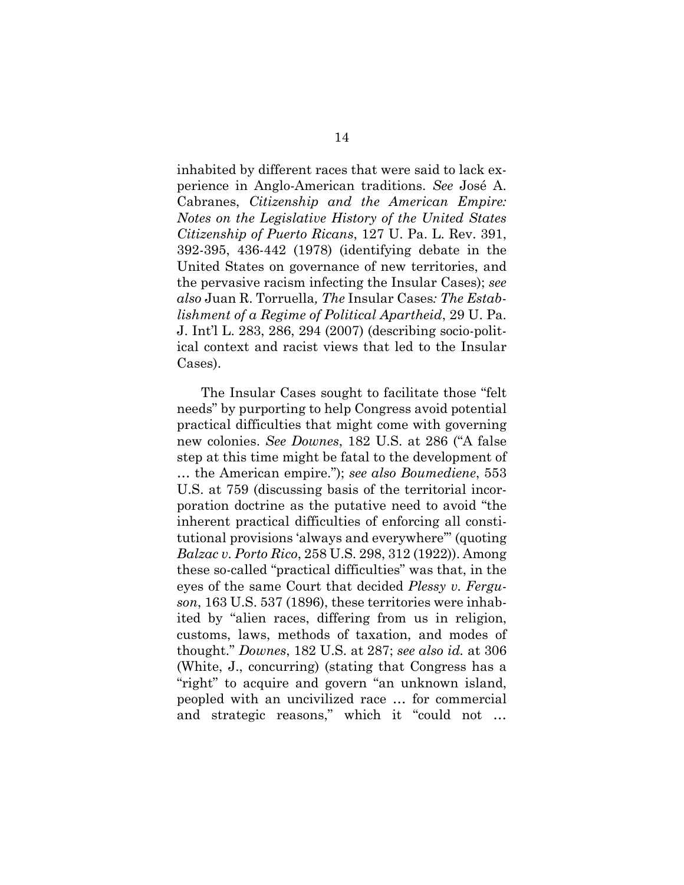inhabited by different races that were said to lack experience in Anglo-American traditions. *See* José A. Cabranes, *Citizenship and the American Empire: Notes on the Legislative History of the United States Citizenship of Puerto Ricans*, 127 U. Pa. L. Rev. 391, 392-395, 436-442 (1978) (identifying debate in the United States on governance of new territories, and the pervasive racism infecting the Insular Cases); *see also* Juan R. Torruella*, The* Insular Cases*: The Establishment of a Regime of Political Apartheid*, 29 U. Pa. J. Int'l L. 283, 286, 294 (2007) (describing socio-political context and racist views that led to the Insular Cases).

The Insular Cases sought to facilitate those "felt needs" by purporting to help Congress avoid potential practical difficulties that might come with governing new colonies. *See Downes*, 182 U.S. at 286 ("A false step at this time might be fatal to the development of … the American empire."); *see also Boumediene*, 553 U.S. at 759 (discussing basis of the territorial incorporation doctrine as the putative need to avoid "the inherent practical difficulties of enforcing all constitutional provisions 'always and everywhere'" (quoting *Balzac v. Porto Rico*, 258 U.S. 298, 312 (1922)). Among these so-called "practical difficulties" was that, in the eyes of the same Court that decided *Plessy v. Ferguson*, 163 U.S. 537 (1896), these territories were inhabited by "alien races, differing from us in religion, customs, laws, methods of taxation, and modes of thought." *Downes*, 182 U.S. at 287; *see also id.* at 306 (White, J., concurring) (stating that Congress has a "right" to acquire and govern "an unknown island, peopled with an uncivilized race … for commercial and strategic reasons," which it "could not …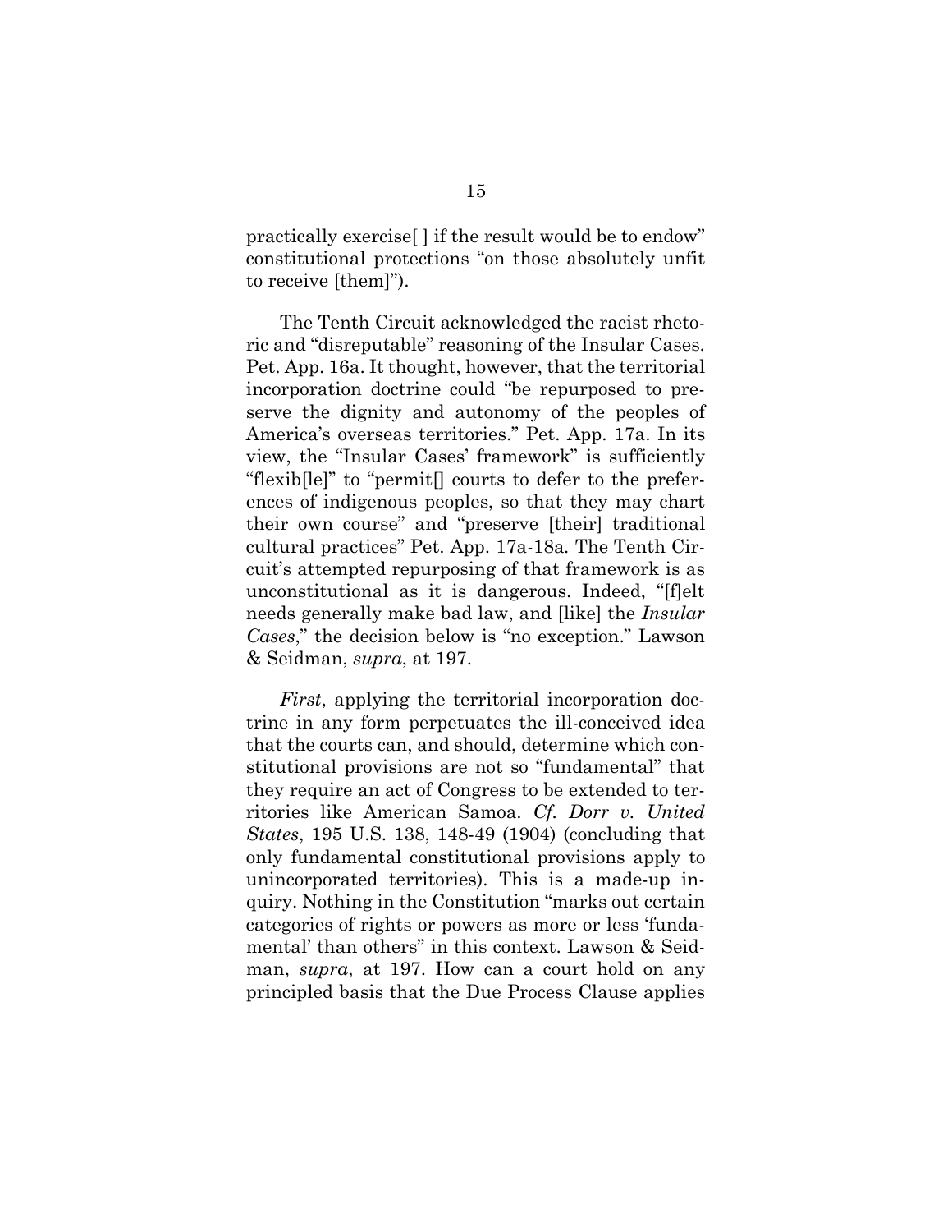practically exercise[ ] if the result would be to endow" constitutional protections "on those absolutely unfit to receive [them]").

The Tenth Circuit acknowledged the racist rhetoric and "disreputable" reasoning of the Insular Cases. Pet. App. 16a. It thought, however, that the territorial incorporation doctrine could "be repurposed to preserve the dignity and autonomy of the peoples of America's overseas territories." Pet. App. 17a. In its view, the "Insular Cases' framework" is sufficiently "flexib[le]" to "permit[] courts to defer to the preferences of indigenous peoples, so that they may chart their own course" and "preserve [their] traditional cultural practices" Pet. App. 17a-18a. The Tenth Circuit's attempted repurposing of that framework is as unconstitutional as it is dangerous. Indeed, "[f]elt needs generally make bad law, and [like] the *Insular Cases*," the decision below is "no exception." Lawson & Seidman, *supra*, at 197.

*First*, applying the territorial incorporation doctrine in any form perpetuates the ill-conceived idea that the courts can, and should, determine which constitutional provisions are not so "fundamental" that they require an act of Congress to be extended to territories like American Samoa. *Cf. Dorr v. United States*, 195 U.S. 138, 148-49 (1904) (concluding that only fundamental constitutional provisions apply to unincorporated territories). This is a made-up inquiry. Nothing in the Constitution "marks out certain categories of rights or powers as more or less 'fundamental' than others" in this context. Lawson & Seidman, *supra*, at 197. How can a court hold on any principled basis that the Due Process Clause applies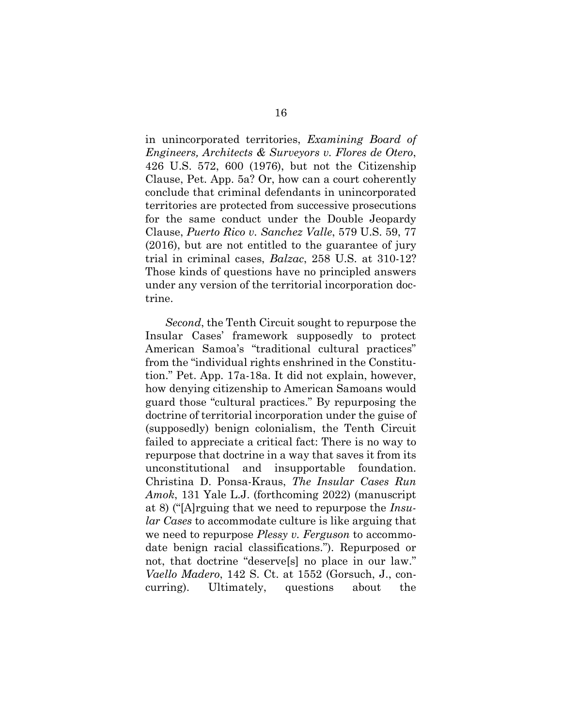in unincorporated territories, *Examining Board of Engineers, Architects & Surveyors v. Flores de Otero*, 426 U.S. 572, 600 (1976), but not the Citizenship Clause, Pet. App. 5a? Or, how can a court coherently conclude that criminal defendants in unincorporated territories are protected from successive prosecutions for the same conduct under the Double Jeopardy Clause, *Puerto Rico v. Sanchez Valle*, 579 U.S. 59, 77 (2016), but are not entitled to the guarantee of jury trial in criminal cases, *Balzac*, 258 U.S. at 310-12? Those kinds of questions have no principled answers under any version of the territorial incorporation doctrine.

*Second*, the Tenth Circuit sought to repurpose the Insular Cases' framework supposedly to protect American Samoa's "traditional cultural practices" from the "individual rights enshrined in the Constitution." Pet. App. 17a-18a. It did not explain, however, how denying citizenship to American Samoans would guard those "cultural practices." By repurposing the doctrine of territorial incorporation under the guise of (supposedly) benign colonialism, the Tenth Circuit failed to appreciate a critical fact: There is no way to repurpose that doctrine in a way that saves it from its unconstitutional and insupportable foundation. Christina D. Ponsa-Kraus, *The Insular Cases Run Amok*, 131 Yale L.J. (forthcoming 2022) (manuscript at 8) ("[A]rguing that we need to repurpose the *Insular Cases* to accommodate culture is like arguing that we need to repurpose *Plessy v. Ferguson* to accommodate benign racial classifications."). Repurposed or not, that doctrine "deserve[s] no place in our law." *Vaello Madero*, 142 S. Ct. at 1552 (Gorsuch, J., concurring). Ultimately, questions about the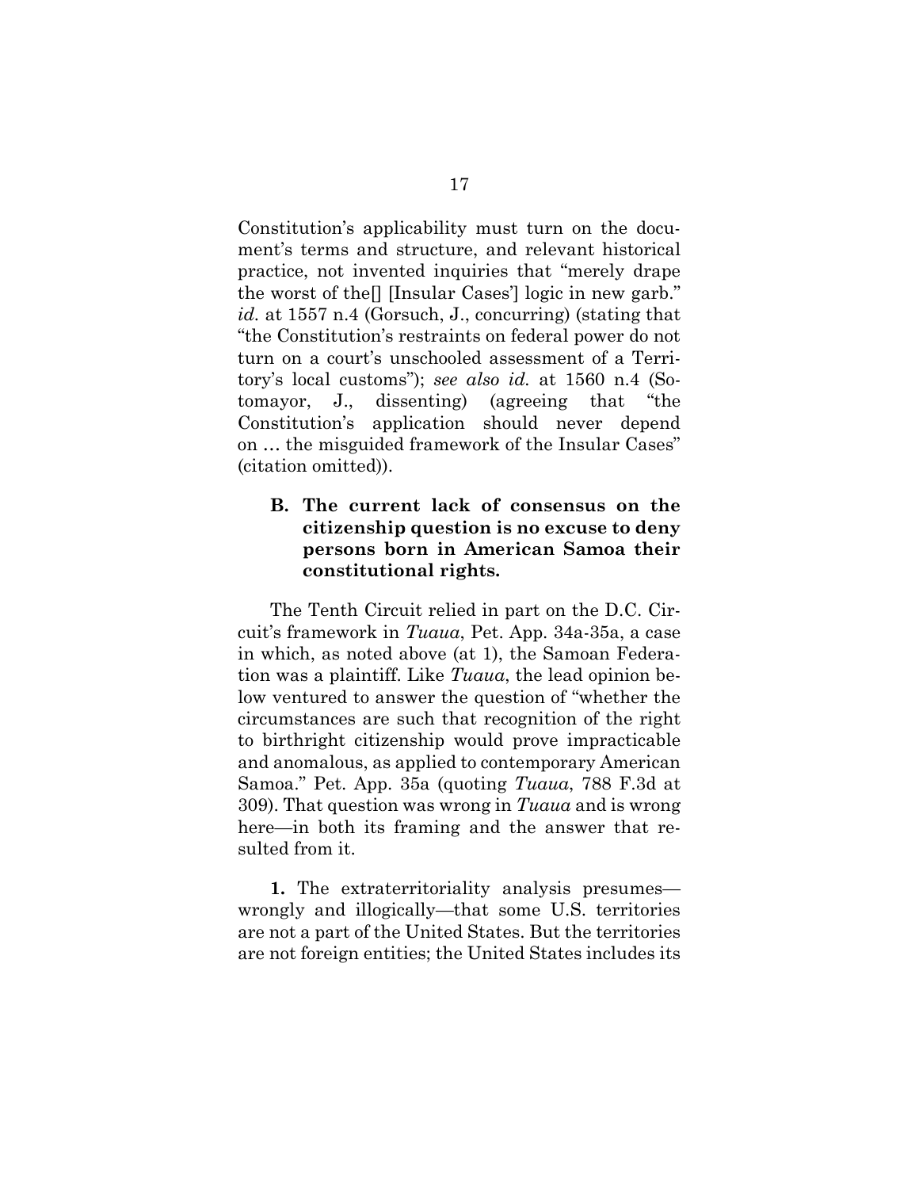Constitution's applicability must turn on the document's terms and structure, and relevant historical practice, not invented inquiries that "merely drape the worst of the[] [Insular Cases'] logic in new garb." *id.* at 1557 n.4 (Gorsuch, J., concurring) (stating that "the Constitution's restraints on federal power do not turn on a court's unschooled assessment of a Territory's local customs"); *see also id.* at 1560 n.4 (Sotomayor, J., dissenting) (agreeing that "the Constitution's application should never depend on … the misguided framework of the Insular Cases" (citation omitted)).

### B. The current lack of consensus on the citizenship question is no excuse to deny persons born in American Samoa their constitutional rights.

The Tenth Circuit relied in part on the D.C. Circuit's framework in *Tuaua*, Pet. App. 34a-35a, a case in which, as noted above (at 1), the Samoan Federation was a plaintiff. Like *Tuaua*, the lead opinion below ventured to answer the question of "whether the circumstances are such that recognition of the right to birthright citizenship would prove impracticable and anomalous, as applied to contemporary American Samoa." Pet. App. 35a (quoting *Tuaua*, 788 F.3d at 309). That question was wrong in *Tuaua* and is wrong here—in both its framing and the answer that resulted from it.

**1.** The extraterritoriality analysis presumes—wrongly and illogically—that some U.S. territories are not a part of the United States. But the territories are not foreign entities; the United States includes its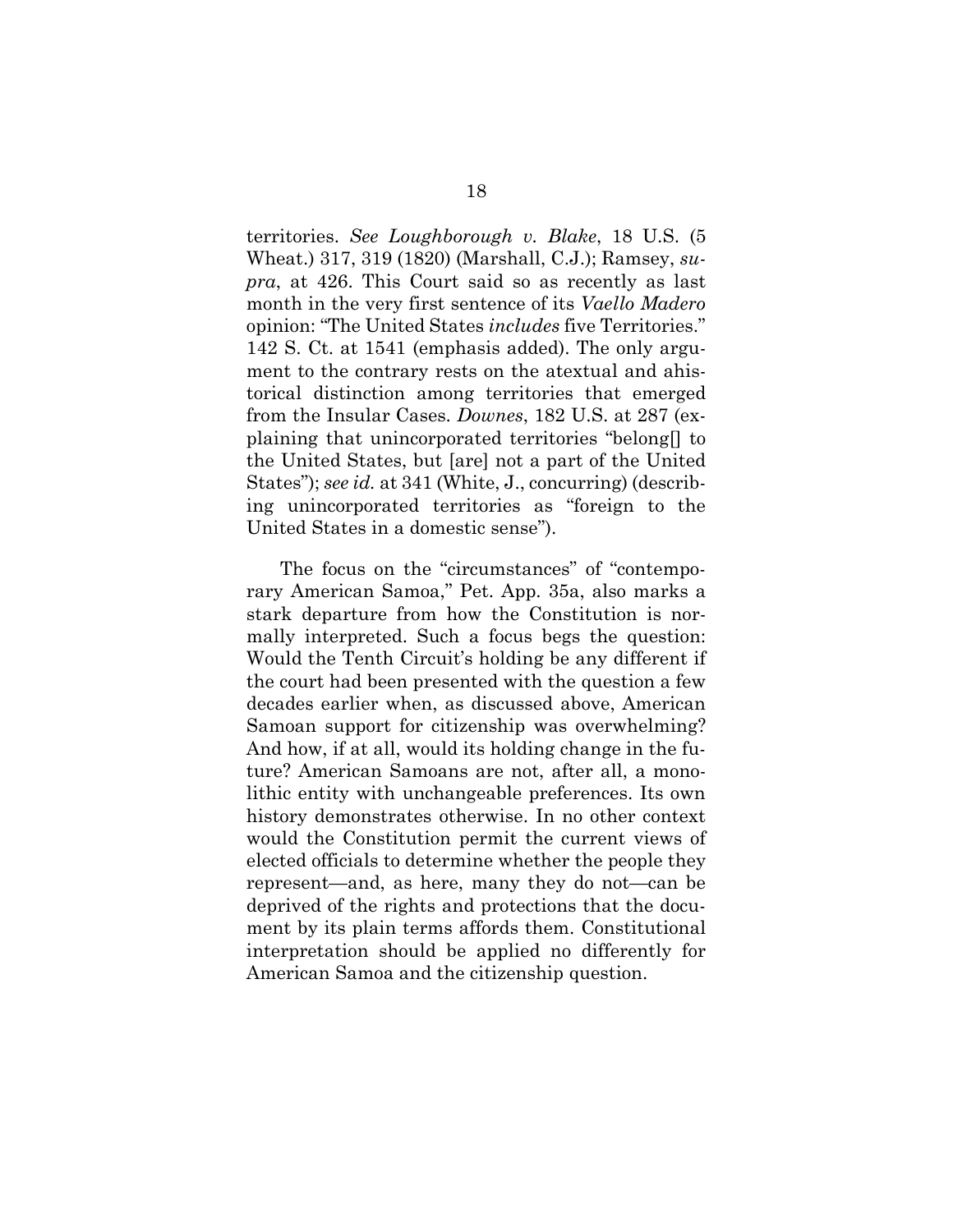territories. *See Loughborough v. Blake*, 18 U.S. (5 Wheat.) 317, 319 (1820) (Marshall, C.J.); Ramsey, *supra*, at 426. This Court said so as recently as last month in the very first sentence of its *Vaello Madero* opinion: "The United States *includes* five Territories." 142 S. Ct. at 1541 (emphasis added). The only argument to the contrary rests on the atextual and ahistorical distinction among territories that emerged from the Insular Cases. *Downes*, 182 U.S. at 287 (explaining that unincorporated territories "belong[] to the United States, but [are] not a part of the United States"); *see id.* at 341 (White, J., concurring) (describing unincorporated territories as "foreign to the United States in a domestic sense").

The focus on the "circumstances" of "contemporary American Samoa," Pet. App. 35a, also marks a stark departure from how the Constitution is normally interpreted. Such a focus begs the question: Would the Tenth Circuit's holding be any different if the court had been presented with the question a few decades earlier when, as discussed above, American Samoan support for citizenship was overwhelming? And how, if at all, would its holding change in the future? American Samoans are not, after all, a monolithic entity with unchangeable preferences. Its own history demonstrates otherwise. In no other context would the Constitution permit the current views of elected officials to determine whether the people they represent—and, as here, many they do not—can be deprived of the rights and protections that the document by its plain terms affords them. Constitutional interpretation should be applied no differently for American Samoa and the citizenship question.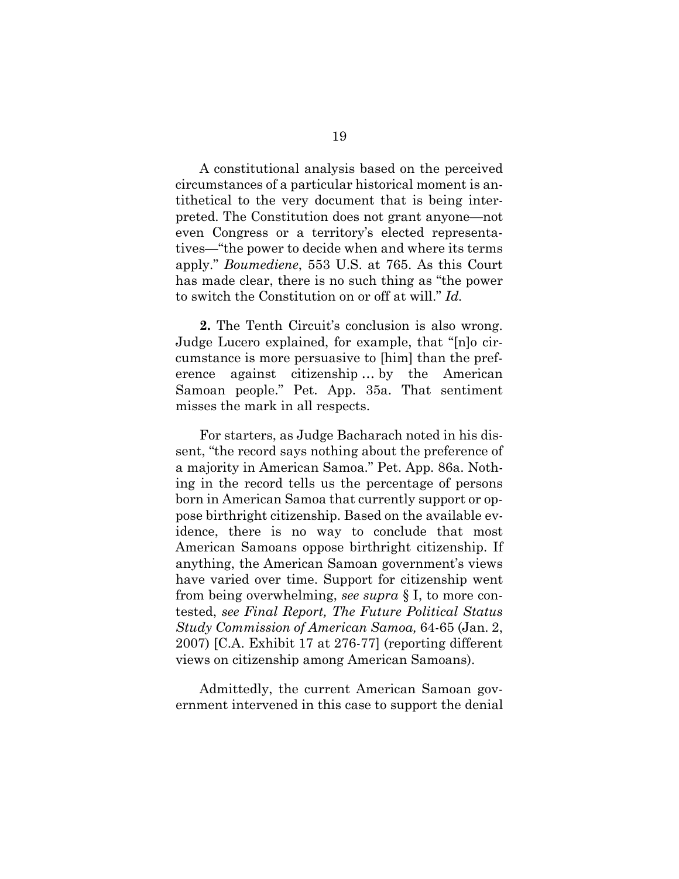A constitutional analysis based on the perceived circumstances of a particular historical moment is antithetical to the very document that is being interpreted. The Constitution does not grant anyone—not even Congress or a territory's elected representatives—"the power to decide when and where its terms apply." *Boumediene*, 553 U.S. at 765. As this Court has made clear, there is no such thing as "the power to switch the Constitution on or off at will." *Id.*

**2.** The Tenth Circuit's conclusion is also wrong. Judge Lucero explained, for example, that "[n]o circumstance is more persuasive to [him] than the preference against citizenship … by the American Samoan people." Pet. App. 35a. That sentiment misses the mark in all respects.

For starters, as Judge Bacharach noted in his dissent, "the record says nothing about the preference of a majority in American Samoa." Pet. App. 86a. Nothing in the record tells us the percentage of persons born in American Samoa that currently support or oppose birthright citizenship. Based on the available evidence, there is no way to conclude that most American Samoans oppose birthright citizenship. If anything, the American Samoan government's views have varied over time. Support for citizenship went from being overwhelming, *see supra* § I, to more contested, *see Final Report, The Future Political Status Study Commission of American Samoa,* 64-65 (Jan. 2, 2007) [C.A. Exhibit 17 at 276-77] (reporting different views on citizenship among American Samoans).

Admittedly, the current American Samoan government intervened in this case to support the denial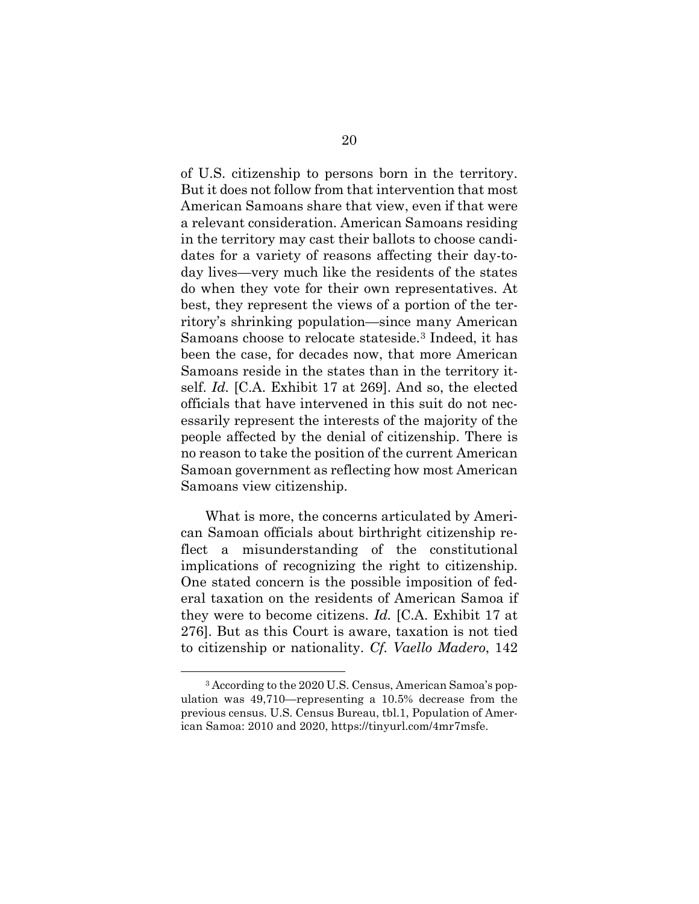of U.S. citizenship to persons born in the territory. But it does not follow from that intervention that most American Samoans share that view, even if that were a relevant consideration. American Samoans residing in the territory may cast their ballots to choose candidates for a variety of reasons affecting their day-to-day lives—very much like the residents of the states do when they vote for their own representatives. At best, they represent the views of a portion of the territory's shrinking population—since many American Samoans choose to relocate stateside.[3] Indeed, it has been the case, for decades now, that more American Samoans reside in the states than in the territory itself. *Id.* [C.A. Exhibit 17 at 269]. And so, the elected officials that have intervened in this suit do not necessarily represent the interests of the majority of the people affected by the denial of citizenship. There is no reason to take the position of the current American Samoan government as reflecting how most American Samoans view citizenship.

What is more, the concerns articulated by American Samoan officials about birthright citizenship reflect a misunderstanding of the constitutional implications of recognizing the right to citizenship. One stated concern is the possible imposition of federal taxation on the residents of American Samoa if they were to become citizens. *Id.* [C.A. Exhibit 17 at 276]. But as this Court is aware, taxation is not tied to citizenship or nationality. *Cf. Vaello Madero*, 142

---

[3] According to the 2020 U.S. Census, American Samoa's population was 49,710—representing a 10.5% decrease from the previous census. U.S. Census Bureau, tbl.1, Population of American Samoa: 2010 and 2020, https://tinyurl.com/4mr7msfe.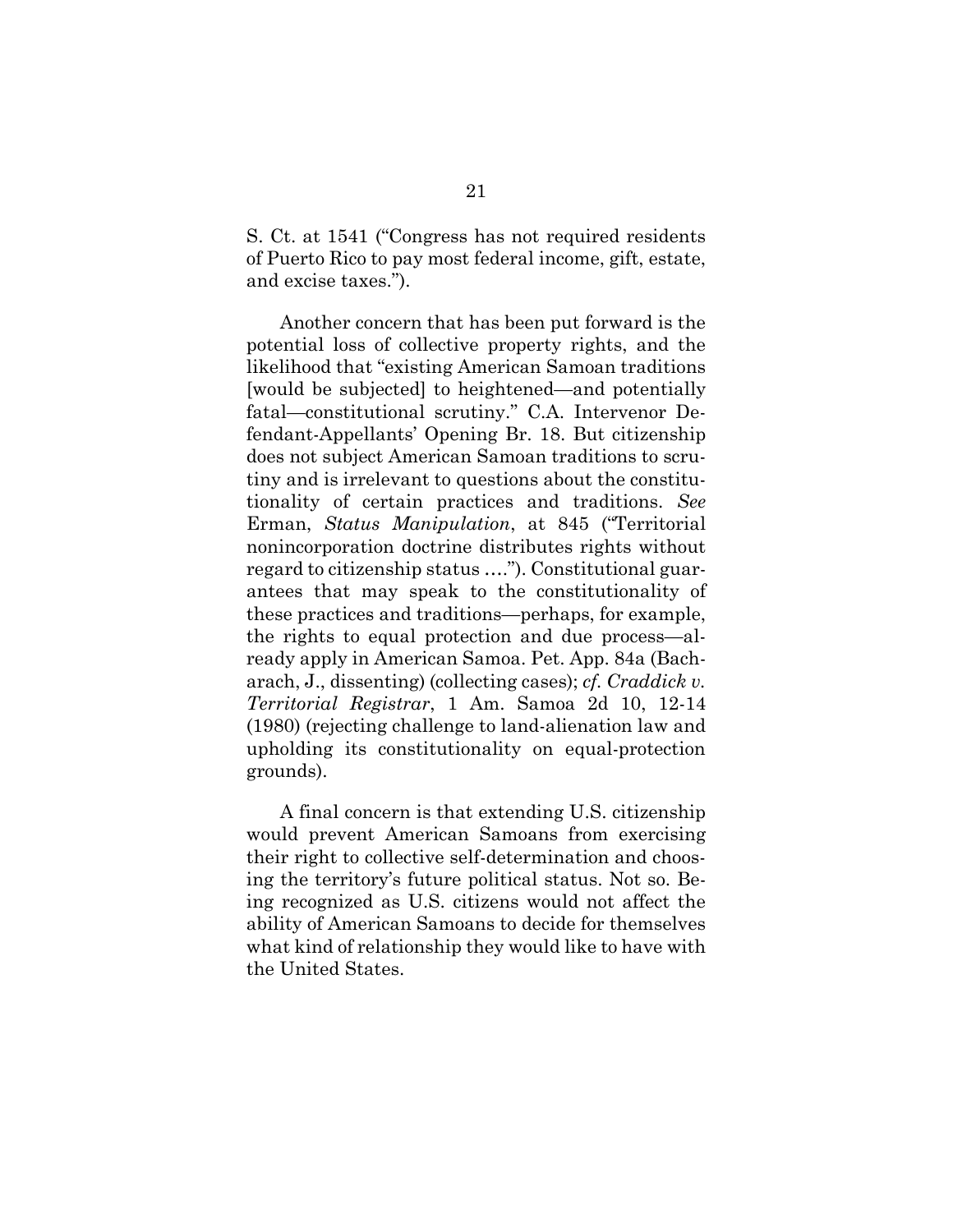S. Ct. at 1541 ("Congress has not required residents of Puerto Rico to pay most federal income, gift, estate, and excise taxes.").

Another concern that has been put forward is the potential loss of collective property rights, and the likelihood that "existing American Samoan traditions [would be subjected] to heightened—and potentially fatal—constitutional scrutiny." C.A. Intervenor Defendant-Appellants' Opening Br. 18. But citizenship does not subject American Samoan traditions to scrutiny and is irrelevant to questions about the constitutionality of certain practices and traditions. *See* Erman, *Status Manipulation*, at 845 ("Territorial nonincorporation doctrine distributes rights without regard to citizenship status …."). Constitutional guarantees that may speak to the constitutionality of these practices and traditions—perhaps, for example, the rights to equal protection and due process—already apply in American Samoa. Pet. App. 84a (Bacharach, J., dissenting) (collecting cases); *cf. Craddick v. Territorial Registrar*, 1 Am. Samoa 2d 10, 12-14 (1980) (rejecting challenge to land-alienation law and upholding its constitutionality on equal-protection grounds).

A final concern is that extending U.S. citizenship would prevent American Samoans from exercising their right to collective self-determination and choosing the territory's future political status. Not so. Being recognized as U.S. citizens would not affect the ability of American Samoans to decide for themselves what kind of relationship they would like to have with the United States.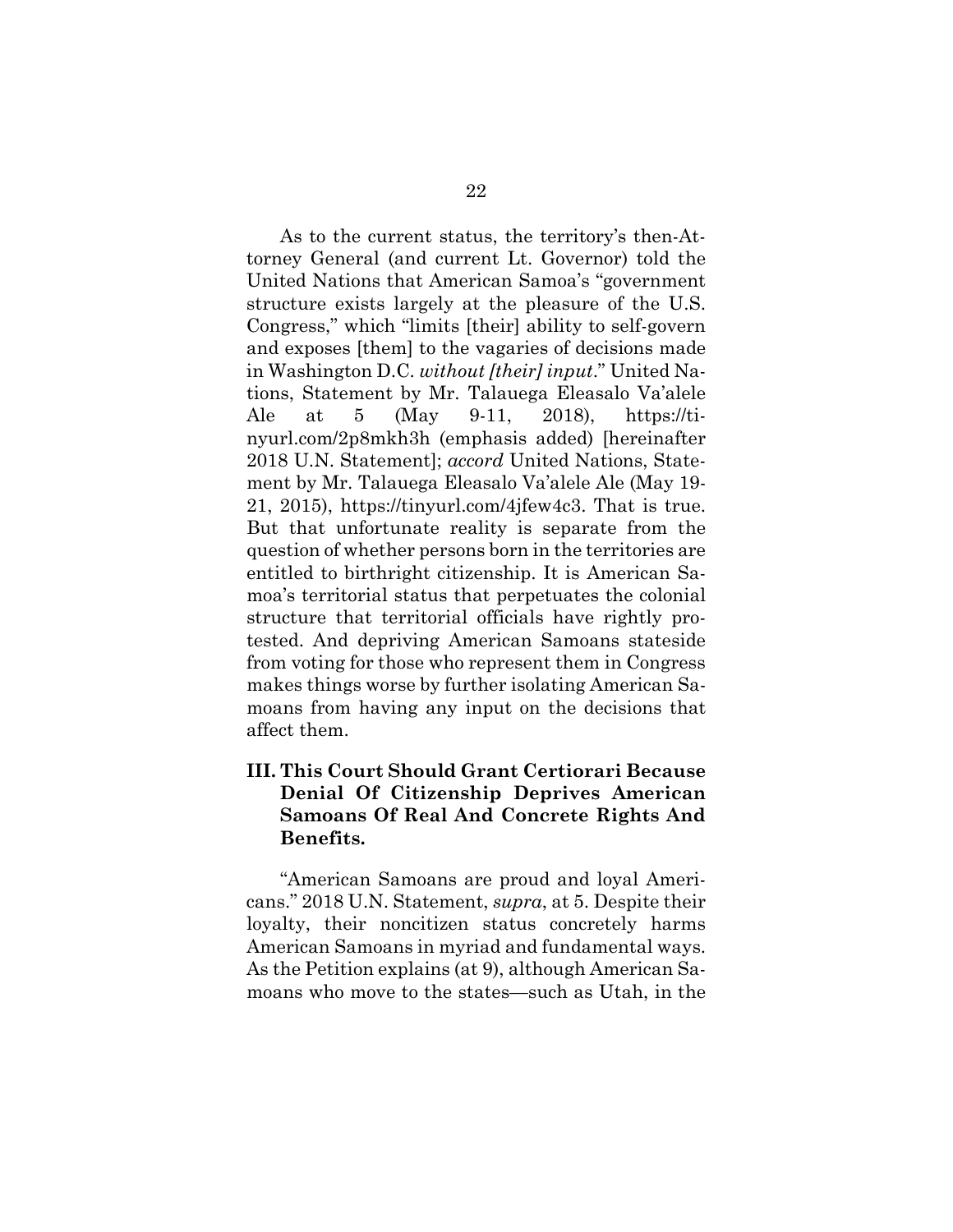As to the current status, the territory's then-Attorney General (and current Lt. Governor) told the United Nations that American Samoa's "government structure exists largely at the pleasure of the U.S. Congress," which "limits [their] ability to self-govern and exposes [them] to the vagaries of decisions made in Washington D.C. *without [their] input*." United Nations, Statement by Mr. Talauega Eleasalo Va'alele Ale at 5 (May 9-11, 2018), https://tinyurl.com/2p8mkh3h (emphasis added) [hereinafter 2018 U.N. Statement]; *accord* United Nations, Statement by Mr. Talauega Eleasalo Va'alele Ale (May 19-21, 2015), https://tinyurl.com/4jfew4c3. That is true. But that unfortunate reality is separate from the question of whether persons born in the territories are entitled to birthright citizenship. It is American Samoa's territorial status that perpetuates the colonial structure that territorial officials have rightly protested. And depriving American Samoans stateside from voting for those who represent them in Congress makes things worse by further isolating American Samoans from having any input on the decisions that affect them.

## III. This Court Should Grant Certiorari Because Denial Of Citizenship Deprives American Samoans Of Real And Concrete Rights And Benefits.

"American Samoans are proud and loyal Americans." 2018 U.N. Statement, *supra*, at 5. Despite their loyalty, their noncitizen status concretely harms American Samoans in myriad and fundamental ways. As the Petition explains (at 9), although American Samoans who move to the states—such as Utah, in the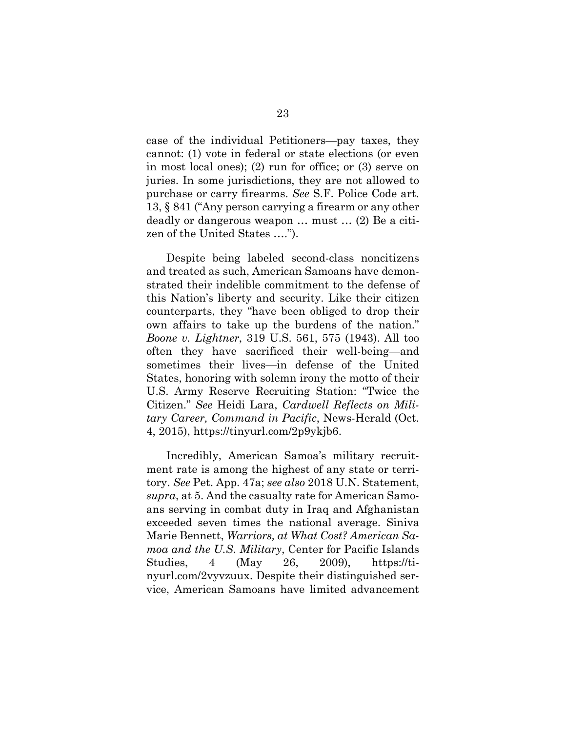case of the individual Petitioners—pay taxes, they cannot: (1) vote in federal or state elections (or even in most local ones); (2) run for office; or (3) serve on juries. In some jurisdictions, they are not allowed to purchase or carry firearms. *See* S.F. Police Code art. 13, § 841 ("Any person carrying a firearm or any other deadly or dangerous weapon … must … (2) Be a citizen of the United States ….").

Despite being labeled second-class noncitizens and treated as such, American Samoans have demonstrated their indelible commitment to the defense of this Nation's liberty and security. Like their citizen counterparts, they "have been obliged to drop their own affairs to take up the burdens of the nation." *Boone v. Lightner*, 319 U.S. 561, 575 (1943). All too often they have sacrificed their well-being—and sometimes their lives—in defense of the United States, honoring with solemn irony the motto of their U.S. Army Reserve Recruiting Station: "Twice the Citizen." *See* Heidi Lara, *Cardwell Reflects on Military Career, Command in Pacific*, News-Herald (Oct. 4, 2015), https://tinyurl.com/2p9ykjb6.

Incredibly, American Samoa's military recruitment rate is among the highest of any state or territory. *See* Pet. App. 47a; *see also* 2018 U.N. Statement, *supra*, at 5. And the casualty rate for American Samoans serving in combat duty in Iraq and Afghanistan exceeded seven times the national average. Siniva Marie Bennett, *Warriors, at What Cost? American Samoa and the U.S. Military*, Center for Pacific Islands Studies, 4 (May 26, 2009), https://tinyurl.com/2vyvzuux. Despite their distinguished service, American Samoans have limited advancement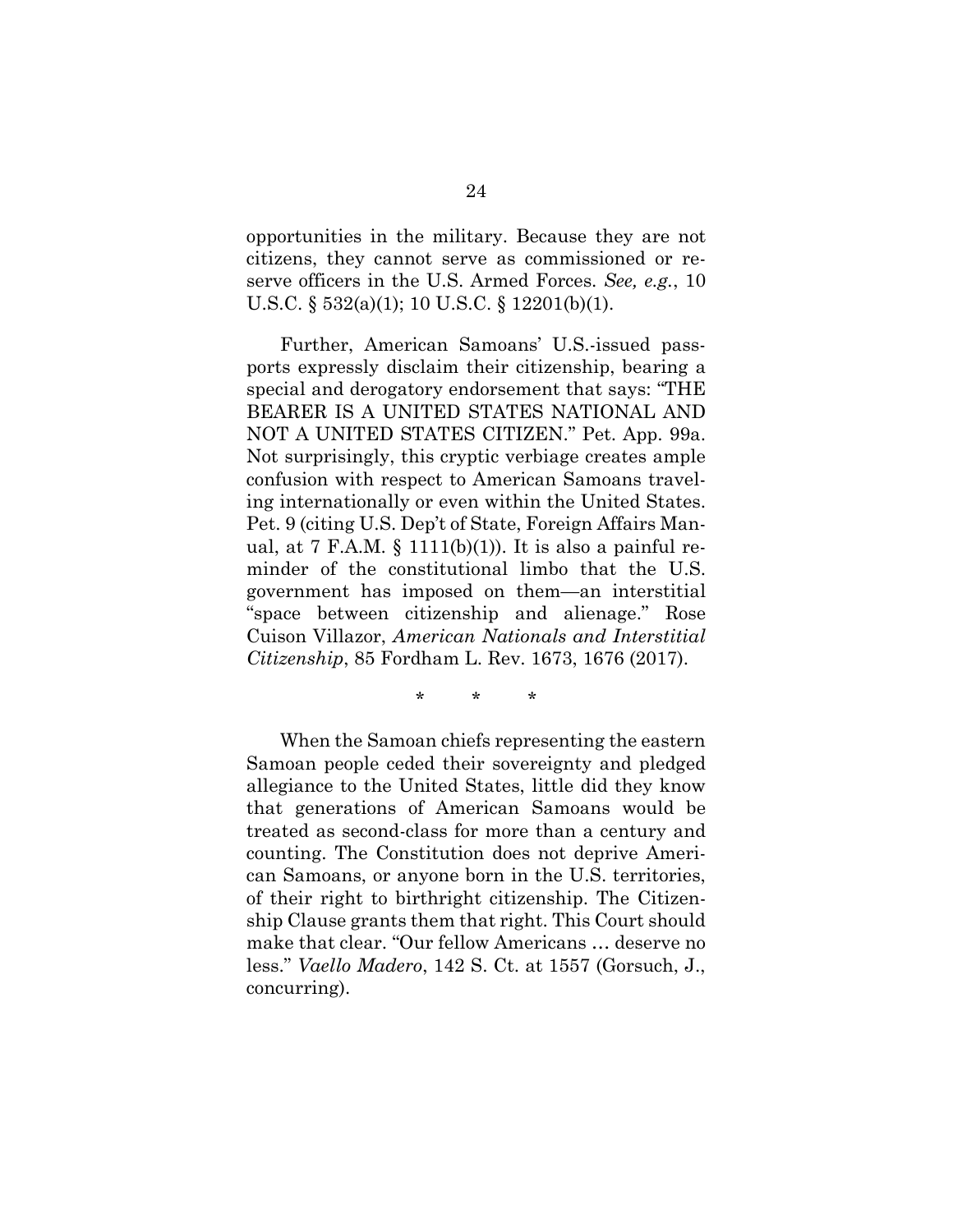opportunities in the military. Because they are not citizens, they cannot serve as commissioned or reserve officers in the U.S. Armed Forces. *See, e.g.*, 10 U.S.C. § 532(a)(1); 10 U.S.C. § 12201(b)(1).

Further, American Samoans' U.S.-issued passports expressly disclaim their citizenship, bearing a special and derogatory endorsement that says: "THE BEARER IS A UNITED STATES NATIONAL AND NOT A UNITED STATES CITIZEN." Pet. App. 99a. Not surprisingly, this cryptic verbiage creates ample confusion with respect to American Samoans traveling internationally or even within the United States. Pet. 9 (citing U.S. Dep't of State, Foreign Affairs Manual, at 7 F.A.M. § 1111(b)(1)). It is also a painful reminder of the constitutional limbo that the U.S. government has imposed on them—an interstitial "space between citizenship and alienage." Rose Cuison Villazor, *American Nationals and Interstitial Citizenship*, 85 Fordham L. Rev. 1673, 1676 (2017).

\* \* \*

When the Samoan chiefs representing the eastern Samoan people ceded their sovereignty and pledged allegiance to the United States, little did they know that generations of American Samoans would be treated as second-class for more than a century and counting. The Constitution does not deprive American Samoans, or anyone born in the U.S. territories, of their right to birthright citizenship. The Citizenship Clause grants them that right. This Court should make that clear. "Our fellow Americans … deserve no less." *Vaello Madero*, 142 S. Ct. at 1557 (Gorsuch, J., concurring).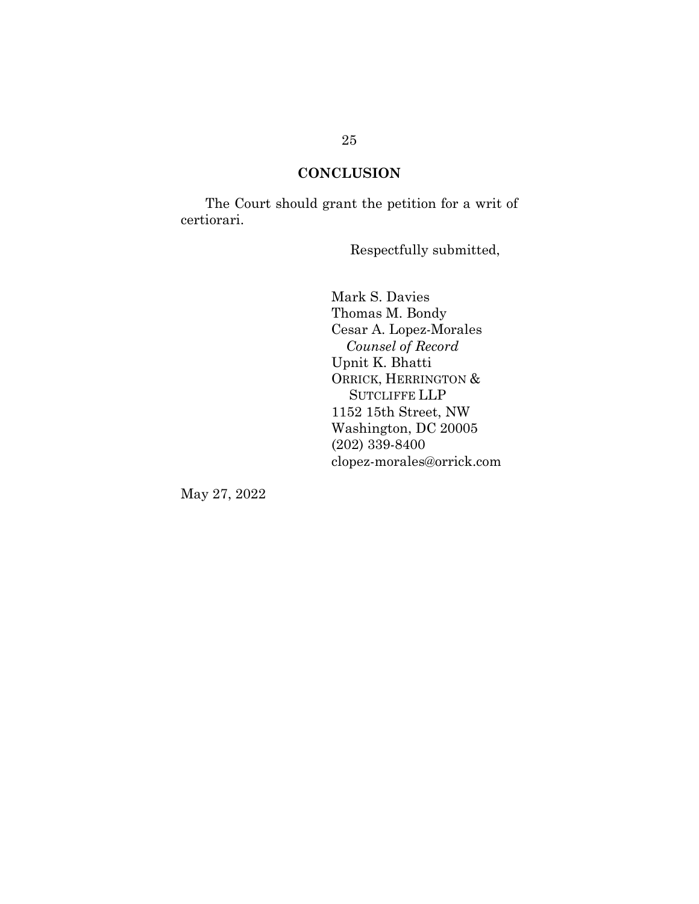## CONCLUSION

The Court should grant the petition for a writ of certiorari.

Respectfully submitted,

Mark S. Davies
Thomas M. Bondy
Cesar A. Lopez-Morales
*Counsel of Record*
Upnit K. Bhatti
ORRICK, HERRINGTON & SUTCLIFFE LLP
1152 15th Street, NW
Washington, DC 20005
(202) 339-8400
clopez-morales@orrick.com

May 27, 2022